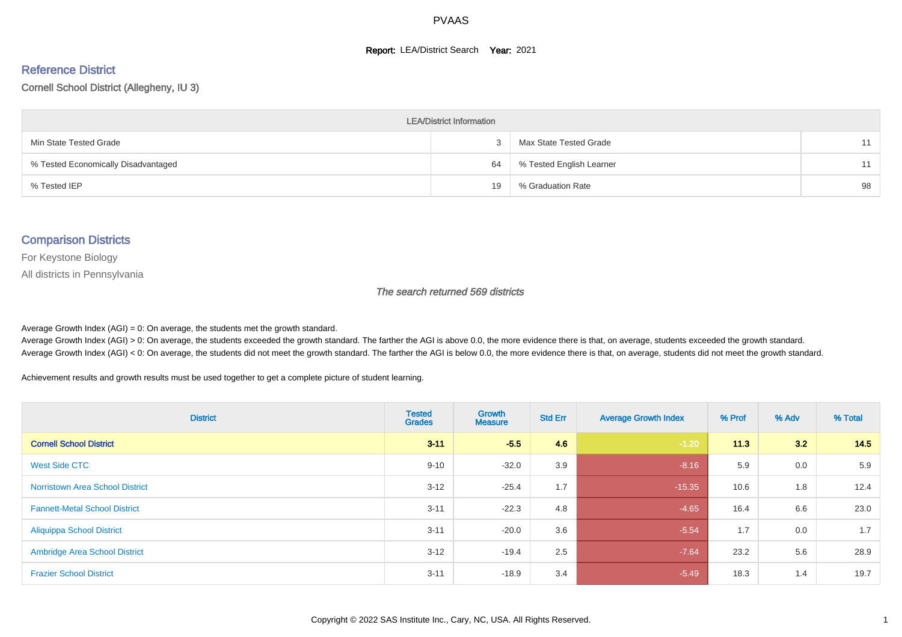PVAAS

**Report:** LEA/District Search **Year:** 2021

## Reference District

### Cornell School District (Allegheny, IU 3)

| LEA/District Information | | | |
|---|---|---|---|
| Min State Tested Grade | 3 | Max State Tested Grade | 11 |
| % Tested Economically Disadvantaged | 64 | % Tested English Learner | 11 |
| % Tested IEP | 19 | % Graduation Rate | 98 |

## Comparison Districts

For Keystone Biology

All districts in Pennsylvania

*The search returned 569 districts*

Average Growth Index (AGI) = 0: On average, the students met the growth standard.
Average Growth Index (AGI) > 0: On average, the students exceeded the growth standard. The farther the AGI is above 0.0, the more evidence there is that, on average, students exceeded the growth standard.
Average Growth Index (AGI) < 0: On average, the students did not meet the growth standard. The farther the AGI is below 0.0, the more evidence there is that, on average, students did not meet the growth standard.

Achievement results and growth results must be used together to get a complete picture of student learning.

| District | Tested Grades | Growth Measure | Std Err | Average Growth Index | % Prof | % Adv | % Total |
|---|---|---|---|---|---|---|---|
| **Cornell School District** | **3-11** | **-5.5** | **4.6** | **-1.20** | **11.3** | **3.2** | **14.5** |
| West Side CTC | 9-10 | -32.0 | 3.9 | -8.16 | 5.9 | 0.0 | 5.9 |
| Norristown Area School District | 3-12 | -25.4 | 1.7 | -15.35 | 10.6 | 1.8 | 12.4 |
| Fannett-Metal School District | 3-11 | -22.3 | 4.8 | -4.65 | 16.4 | 6.6 | 23.0 |
| Aliquippa School District | 3-11 | -20.0 | 3.6 | -5.54 | 1.7 | 0.0 | 1.7 |
| Ambridge Area School District | 3-12 | -19.4 | 2.5 | -7.64 | 23.2 | 5.6 | 28.9 |
| Frazier School District | 3-11 | -18.9 | 3.4 | -5.49 | 18.3 | 1.4 | 19.7 |

Copyright © 2022 SAS Institute Inc., Cary, NC, USA. All Rights Reserved.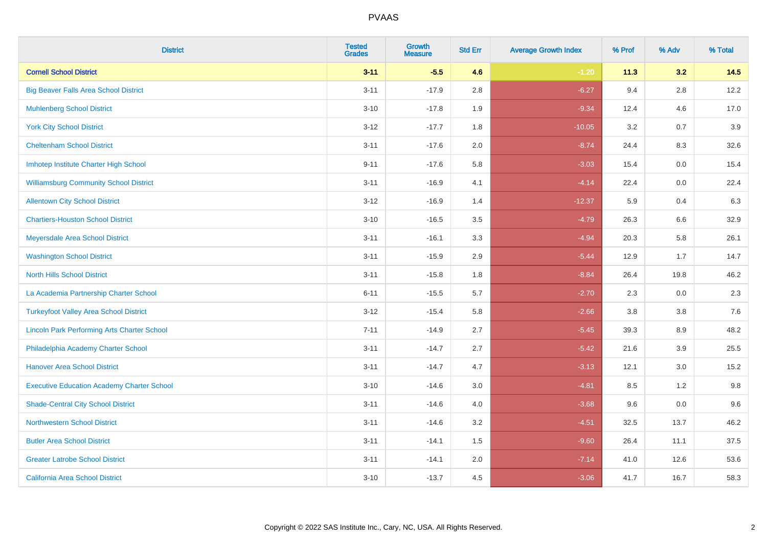| District | Tested Grades | Growth Measure | Std Err | Average Growth Index | % Prof | % Adv | % Total |
|---|---|---|---|---|---|---|---|
| **Cornell School District** | **3-11** | **-5.5** | **4.6** | **-1.20** | **11.3** | **3.2** | **14.5** |
| Big Beaver Falls Area School District | 3-11 | -17.9 | 2.8 | -6.27 | 9.4 | 2.8 | 12.2 |
| Muhlenberg School District | 3-10 | -17.8 | 1.9 | -9.34 | 12.4 | 4.6 | 17.0 |
| York City School District | 3-12 | -17.7 | 1.8 | -10.05 | 3.2 | 0.7 | 3.9 |
| Cheltenham School District | 3-11 | -17.6 | 2.0 | -8.74 | 24.4 | 8.3 | 32.6 |
| Imhotep Institute Charter High School | 9-11 | -17.6 | 5.8 | -3.03 | 15.4 | 0.0 | 15.4 |
| Williamsburg Community School District | 3-11 | -16.9 | 4.1 | -4.14 | 22.4 | 0.0 | 22.4 |
| Allentown City School District | 3-12 | -16.9 | 1.4 | -12.37 | 5.9 | 0.4 | 6.3 |
| Chartiers-Houston School District | 3-10 | -16.5 | 3.5 | -4.79 | 26.3 | 6.6 | 32.9 |
| Meyersdale Area School District | 3-11 | -16.1 | 3.3 | -4.94 | 20.3 | 5.8 | 26.1 |
| Washington School District | 3-11 | -15.9 | 2.9 | -5.44 | 12.9 | 1.7 | 14.7 |
| North Hills School District | 3-11 | -15.8 | 1.8 | -8.84 | 26.4 | 19.8 | 46.2 |
| La Academia Partnership Charter School | 6-11 | -15.5 | 5.7 | -2.70 | 2.3 | 0.0 | 2.3 |
| Turkeyfoot Valley Area School District | 3-12 | -15.4 | 5.8 | -2.66 | 3.8 | 3.8 | 7.6 |
| Lincoln Park Performing Arts Charter School | 7-11 | -14.9 | 2.7 | -5.45 | 39.3 | 8.9 | 48.2 |
| Philadelphia Academy Charter School | 3-11 | -14.7 | 2.7 | -5.42 | 21.6 | 3.9 | 25.5 |
| Hanover Area School District | 3-11 | -14.7 | 4.7 | -3.13 | 12.1 | 3.0 | 15.2 |
| Executive Education Academy Charter School | 3-10 | -14.6 | 3.0 | -4.81 | 8.5 | 1.2 | 9.8 |
| Shade-Central City School District | 3-11 | -14.6 | 4.0 | -3.68 | 9.6 | 0.0 | 9.6 |
| Northwestern School District | 3-11 | -14.6 | 3.2 | -4.51 | 32.5 | 13.7 | 46.2 |
| Butler Area School District | 3-11 | -14.1 | 1.5 | -9.60 | 26.4 | 11.1 | 37.5 |
| Greater Latrobe School District | 3-11 | -14.1 | 2.0 | -7.14 | 41.0 | 12.6 | 53.6 |
| California Area School District | 3-10 | -13.7 | 4.5 | -3.06 | 41.7 | 16.7 | 58.3 |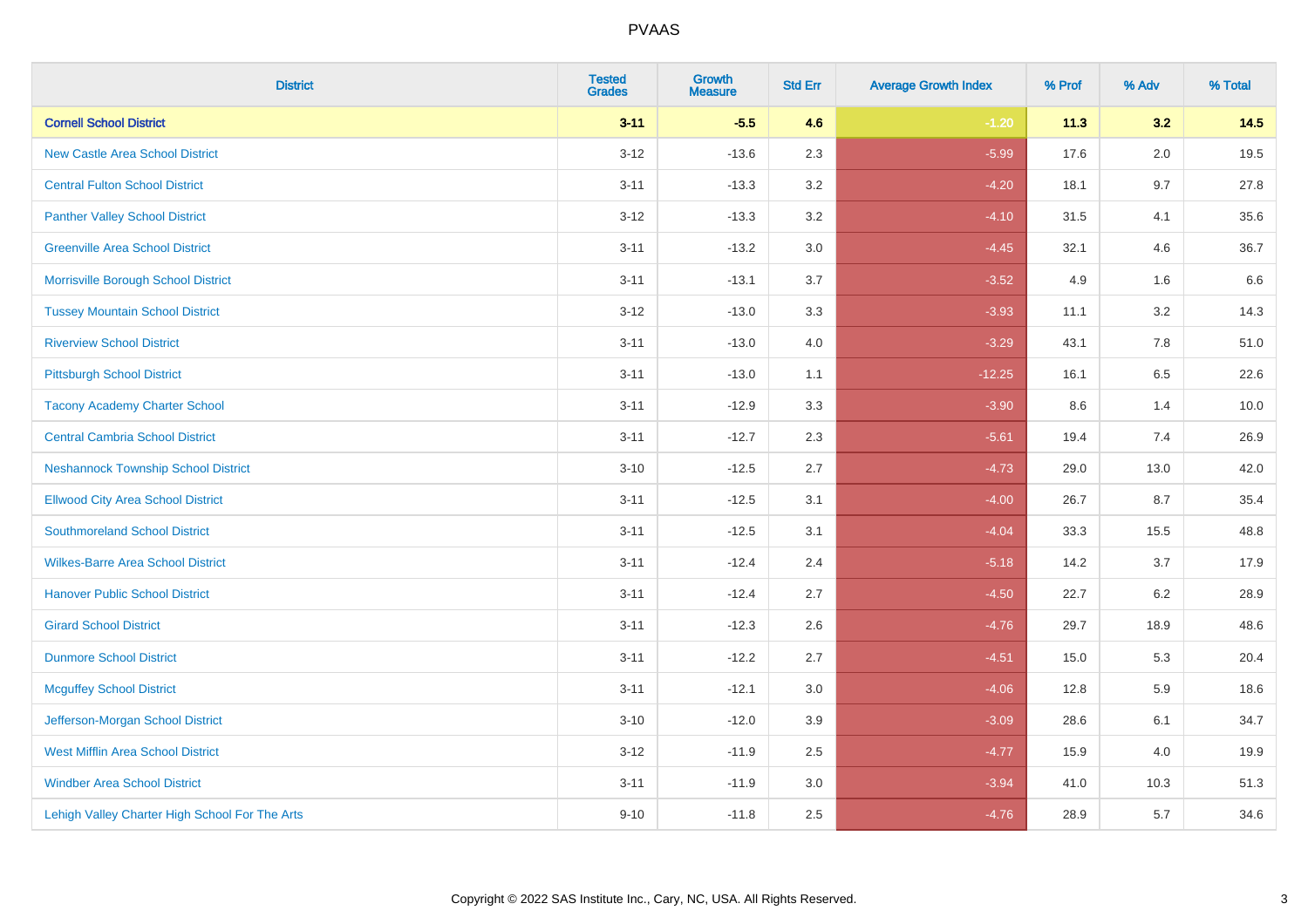# PVAAS

| District | Tested Grades | Growth Measure | Std Err | Average Growth Index | % Prof | % Adv | % Total |
|---|---|---|---|---|---|---|---|
| **Cornell School District** | **3-11** | **-5.5** | **4.6** | **-1.20** | **11.3** | **3.2** | **14.5** |
| New Castle Area School District | 3-12 | -13.6 | 2.3 | -5.99 | 17.6 | 2.0 | 19.5 |
| Central Fulton School District | 3-11 | -13.3 | 3.2 | -4.20 | 18.1 | 9.7 | 27.8 |
| Panther Valley School District | 3-12 | -13.3 | 3.2 | -4.10 | 31.5 | 4.1 | 35.6 |
| Greenville Area School District | 3-11 | -13.2 | 3.0 | -4.45 | 32.1 | 4.6 | 36.7 |
| Morrisville Borough School District | 3-11 | -13.1 | 3.7 | -3.52 | 4.9 | 1.6 | 6.6 |
| Tussey Mountain School District | 3-12 | -13.0 | 3.3 | -3.93 | 11.1 | 3.2 | 14.3 |
| Riverview School District | 3-11 | -13.0 | 4.0 | -3.29 | 43.1 | 7.8 | 51.0 |
| Pittsburgh School District | 3-11 | -13.0 | 1.1 | -12.25 | 16.1 | 6.5 | 22.6 |
| Tacony Academy Charter School | 3-11 | -12.9 | 3.3 | -3.90 | 8.6 | 1.4 | 10.0 |
| Central Cambria School District | 3-11 | -12.7 | 2.3 | -5.61 | 19.4 | 7.4 | 26.9 |
| Neshannock Township School District | 3-10 | -12.5 | 2.7 | -4.73 | 29.0 | 13.0 | 42.0 |
| Ellwood City Area School District | 3-11 | -12.5 | 3.1 | -4.00 | 26.7 | 8.7 | 35.4 |
| Southmoreland School District | 3-11 | -12.5 | 3.1 | -4.04 | 33.3 | 15.5 | 48.8 |
| Wilkes-Barre Area School District | 3-11 | -12.4 | 2.4 | -5.18 | 14.2 | 3.7 | 17.9 |
| Hanover Public School District | 3-11 | -12.4 | 2.7 | -4.50 | 22.7 | 6.2 | 28.9 |
| Girard School District | 3-11 | -12.3 | 2.6 | -4.76 | 29.7 | 18.9 | 48.6 |
| Dunmore School District | 3-11 | -12.2 | 2.7 | -4.51 | 15.0 | 5.3 | 20.4 |
| Mcguffey School District | 3-11 | -12.1 | 3.0 | -4.06 | 12.8 | 5.9 | 18.6 |
| Jefferson-Morgan School District | 3-10 | -12.0 | 3.9 | -3.09 | 28.6 | 6.1 | 34.7 |
| West Mifflin Area School District | 3-12 | -11.9 | 2.5 | -4.77 | 15.9 | 4.0 | 19.9 |
| Windber Area School District | 3-11 | -11.9 | 3.0 | -3.94 | 41.0 | 10.3 | 51.3 |
| Lehigh Valley Charter High School For The Arts | 9-10 | -11.8 | 2.5 | -4.76 | 28.9 | 5.7 | 34.6 |

Copyright © 2022 SAS Institute Inc., Cary, NC, USA. All Rights Reserved.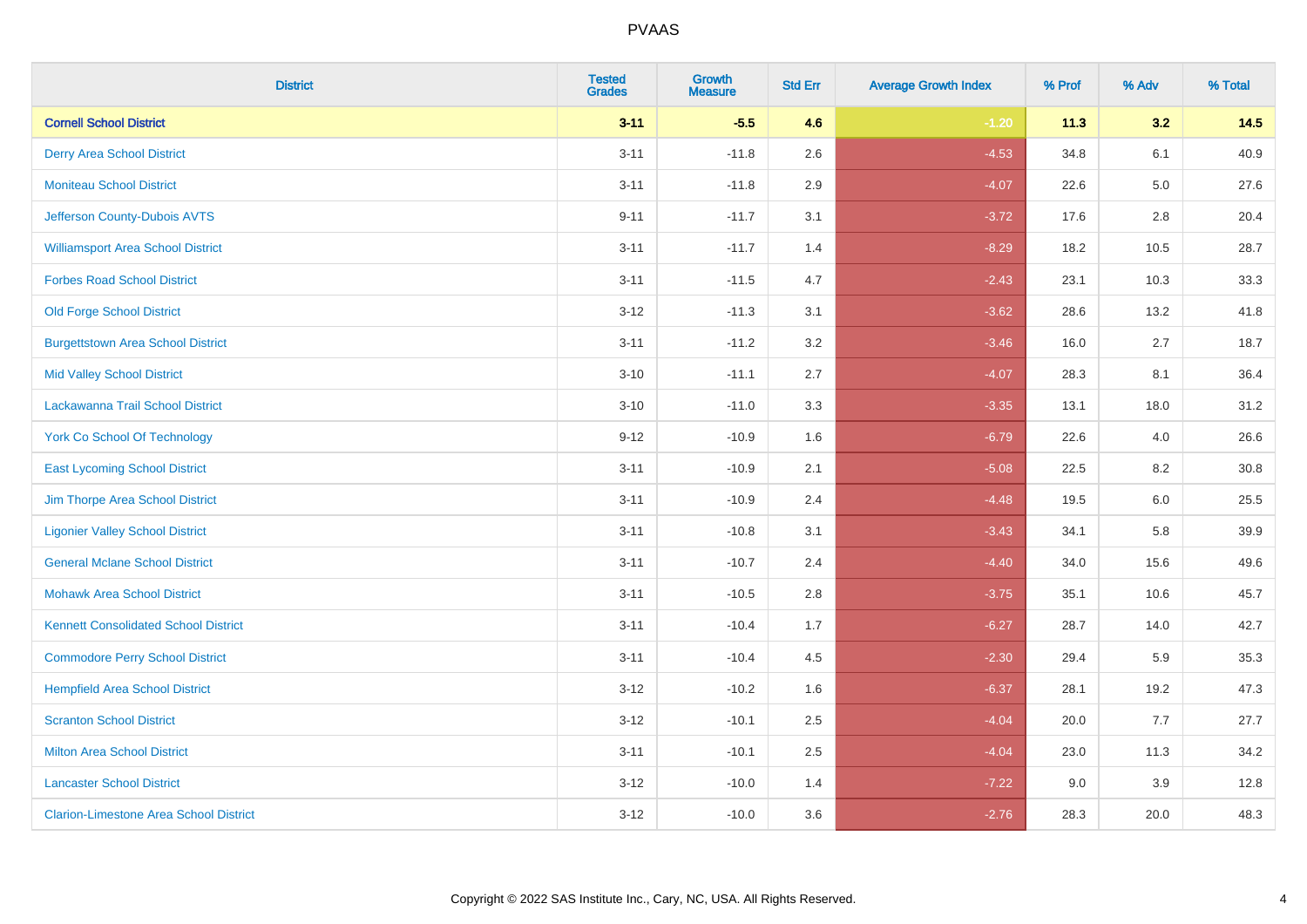| District | Tested Grades | Growth Measure | Std Err | Average Growth Index | % Prof | % Adv | % Total |
|---|---|---|---|---|---|---|---|
| **Cornell School District** | **3-11** | **-5.5** | **4.6** | **-1.20** | **11.3** | **3.2** | **14.5** |
| Derry Area School District | 3-11 | -11.8 | 2.6 | -4.53 | 34.8 | 6.1 | 40.9 |
| Moniteau School District | 3-11 | -11.8 | 2.9 | -4.07 | 22.6 | 5.0 | 27.6 |
| Jefferson County-Dubois AVTS | 9-11 | -11.7 | 3.1 | -3.72 | 17.6 | 2.8 | 20.4 |
| Williamsport Area School District | 3-11 | -11.7 | 1.4 | -8.29 | 18.2 | 10.5 | 28.7 |
| Forbes Road School District | 3-11 | -11.5 | 4.7 | -2.43 | 23.1 | 10.3 | 33.3 |
| Old Forge School District | 3-12 | -11.3 | 3.1 | -3.62 | 28.6 | 13.2 | 41.8 |
| Burgettstown Area School District | 3-11 | -11.2 | 3.2 | -3.46 | 16.0 | 2.7 | 18.7 |
| Mid Valley School District | 3-10 | -11.1 | 2.7 | -4.07 | 28.3 | 8.1 | 36.4 |
| Lackawanna Trail School District | 3-10 | -11.0 | 3.3 | -3.35 | 13.1 | 18.0 | 31.2 |
| York Co School Of Technology | 9-12 | -10.9 | 1.6 | -6.79 | 22.6 | 4.0 | 26.6 |
| East Lycoming School District | 3-11 | -10.9 | 2.1 | -5.08 | 22.5 | 8.2 | 30.8 |
| Jim Thorpe Area School District | 3-11 | -10.9 | 2.4 | -4.48 | 19.5 | 6.0 | 25.5 |
| Ligonier Valley School District | 3-11 | -10.8 | 3.1 | -3.43 | 34.1 | 5.8 | 39.9 |
| General Mclane School District | 3-11 | -10.7 | 2.4 | -4.40 | 34.0 | 15.6 | 49.6 |
| Mohawk Area School District | 3-11 | -10.5 | 2.8 | -3.75 | 35.1 | 10.6 | 45.7 |
| Kennett Consolidated School District | 3-11 | -10.4 | 1.7 | -6.27 | 28.7 | 14.0 | 42.7 |
| Commodore Perry School District | 3-11 | -10.4 | 4.5 | -2.30 | 29.4 | 5.9 | 35.3 |
| Hempfield Area School District | 3-12 | -10.2 | 1.6 | -6.37 | 28.1 | 19.2 | 47.3 |
| Scranton School District | 3-12 | -10.1 | 2.5 | -4.04 | 20.0 | 7.7 | 27.7 |
| Milton Area School District | 3-11 | -10.1 | 2.5 | -4.04 | 23.0 | 11.3 | 34.2 |
| Lancaster School District | 3-12 | -10.0 | 1.4 | -7.22 | 9.0 | 3.9 | 12.8 |
| Clarion-Limestone Area School District | 3-12 | -10.0 | 3.6 | -2.76 | 28.3 | 20.0 | 48.3 |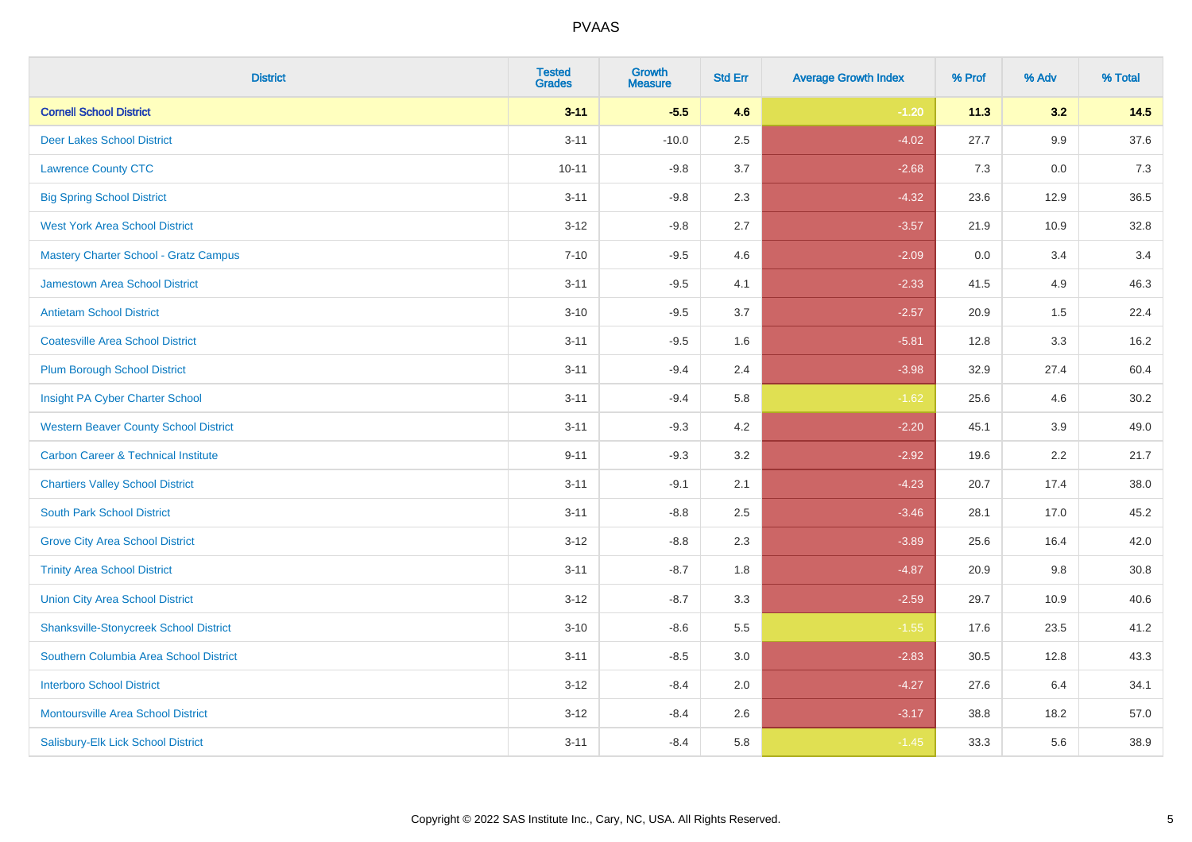| District | Tested Grades | Growth Measure | Std Err | Average Growth Index | % Prof | % Adv | % Total |
|---|---|---|---|---|---|---|---|
| **Cornell School District** | **3-11** | **-5.5** | **4.6** | **-1.20** | **11.3** | **3.2** | **14.5** |
| Deer Lakes School District | 3-11 | -10.0 | 2.5 | -4.02 | 27.7 | 9.9 | 37.6 |
| Lawrence County CTC | 10-11 | -9.8 | 3.7 | -2.68 | 7.3 | 0.0 | 7.3 |
| Big Spring School District | 3-11 | -9.8 | 2.3 | -4.32 | 23.6 | 12.9 | 36.5 |
| West York Area School District | 3-12 | -9.8 | 2.7 | -3.57 | 21.9 | 10.9 | 32.8 |
| Mastery Charter School - Gratz Campus | 7-10 | -9.5 | 4.6 | -2.09 | 0.0 | 3.4 | 3.4 |
| Jamestown Area School District | 3-11 | -9.5 | 4.1 | -2.33 | 41.5 | 4.9 | 46.3 |
| Antietam School District | 3-10 | -9.5 | 3.7 | -2.57 | 20.9 | 1.5 | 22.4 |
| Coatesville Area School District | 3-11 | -9.5 | 1.6 | -5.81 | 12.8 | 3.3 | 16.2 |
| Plum Borough School District | 3-11 | -9.4 | 2.4 | -3.98 | 32.9 | 27.4 | 60.4 |
| Insight PA Cyber Charter School | 3-11 | -9.4 | 5.8 | -1.62 | 25.6 | 4.6 | 30.2 |
| Western Beaver County School District | 3-11 | -9.3 | 4.2 | -2.20 | 45.1 | 3.9 | 49.0 |
| Carbon Career & Technical Institute | 9-11 | -9.3 | 3.2 | -2.92 | 19.6 | 2.2 | 21.7 |
| Chartiers Valley School District | 3-11 | -9.1 | 2.1 | -4.23 | 20.7 | 17.4 | 38.0 |
| South Park School District | 3-11 | -8.8 | 2.5 | -3.46 | 28.1 | 17.0 | 45.2 |
| Grove City Area School District | 3-12 | -8.8 | 2.3 | -3.89 | 25.6 | 16.4 | 42.0 |
| Trinity Area School District | 3-11 | -8.7 | 1.8 | -4.87 | 20.9 | 9.8 | 30.8 |
| Union City Area School District | 3-12 | -8.7 | 3.3 | -2.59 | 29.7 | 10.9 | 40.6 |
| Shanksville-Stonycreek School District | 3-10 | -8.6 | 5.5 | -1.55 | 17.6 | 23.5 | 41.2 |
| Southern Columbia Area School District | 3-11 | -8.5 | 3.0 | -2.83 | 30.5 | 12.8 | 43.3 |
| Interboro School District | 3-12 | -8.4 | 2.0 | -4.27 | 27.6 | 6.4 | 34.1 |
| Montoursville Area School District | 3-12 | -8.4 | 2.6 | -3.17 | 38.8 | 18.2 | 57.0 |
| Salisbury-Elk Lick School District | 3-11 | -8.4 | 5.8 | -1.45 | 33.3 | 5.6 | 38.9 |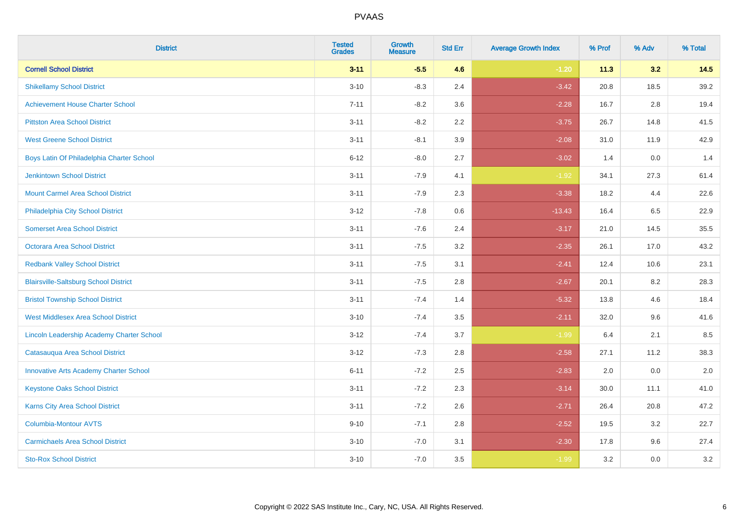| District | Tested Grades | Growth Measure | Std Err | Average Growth Index | % Prof | % Adv | % Total |
|---|---|---|---|---|---|---|---|
| **Cornell School District** | **3-11** | **-5.5** | **4.6** | **-1.20** | **11.3** | **3.2** | **14.5** |
| Shikellamy School District | 3-10 | -8.3 | 2.4 | -3.42 | 20.8 | 18.5 | 39.2 |
| Achievement House Charter School | 7-11 | -8.2 | 3.6 | -2.28 | 16.7 | 2.8 | 19.4 |
| Pittston Area School District | 3-11 | -8.2 | 2.2 | -3.75 | 26.7 | 14.8 | 41.5 |
| West Greene School District | 3-11 | -8.1 | 3.9 | -2.08 | 31.0 | 11.9 | 42.9 |
| Boys Latin Of Philadelphia Charter School | 6-12 | -8.0 | 2.7 | -3.02 | 1.4 | 0.0 | 1.4 |
| Jenkintown School District | 3-11 | -7.9 | 4.1 | -1.92 | 34.1 | 27.3 | 61.4 |
| Mount Carmel Area School District | 3-11 | -7.9 | 2.3 | -3.38 | 18.2 | 4.4 | 22.6 |
| Philadelphia City School District | 3-12 | -7.8 | 0.6 | -13.43 | 16.4 | 6.5 | 22.9 |
| Somerset Area School District | 3-11 | -7.6 | 2.4 | -3.17 | 21.0 | 14.5 | 35.5 |
| Octorara Area School District | 3-11 | -7.5 | 3.2 | -2.35 | 26.1 | 17.0 | 43.2 |
| Redbank Valley School District | 3-11 | -7.5 | 3.1 | -2.41 | 12.4 | 10.6 | 23.1 |
| Blairsville-Saltsburg School District | 3-11 | -7.5 | 2.8 | -2.67 | 20.1 | 8.2 | 28.3 |
| Bristol Township School District | 3-11 | -7.4 | 1.4 | -5.32 | 13.8 | 4.6 | 18.4 |
| West Middlesex Area School District | 3-10 | -7.4 | 3.5 | -2.11 | 32.0 | 9.6 | 41.6 |
| Lincoln Leadership Academy Charter School | 3-12 | -7.4 | 3.7 | -1.99 | 6.4 | 2.1 | 8.5 |
| Catasauqua Area School District | 3-12 | -7.3 | 2.8 | -2.58 | 27.1 | 11.2 | 38.3 |
| Innovative Arts Academy Charter School | 6-11 | -7.2 | 2.5 | -2.83 | 2.0 | 0.0 | 2.0 |
| Keystone Oaks School District | 3-11 | -7.2 | 2.3 | -3.14 | 30.0 | 11.1 | 41.0 |
| Karns City Area School District | 3-11 | -7.2 | 2.6 | -2.71 | 26.4 | 20.8 | 47.2 |
| Columbia-Montour AVTS | 9-10 | -7.1 | 2.8 | -2.52 | 19.5 | 3.2 | 22.7 |
| Carmichaels Area School District | 3-10 | -7.0 | 3.1 | -2.30 | 17.8 | 9.6 | 27.4 |
| Sto-Rox School District | 3-10 | -7.0 | 3.5 | -1.99 | 3.2 | 0.0 | 3.2 |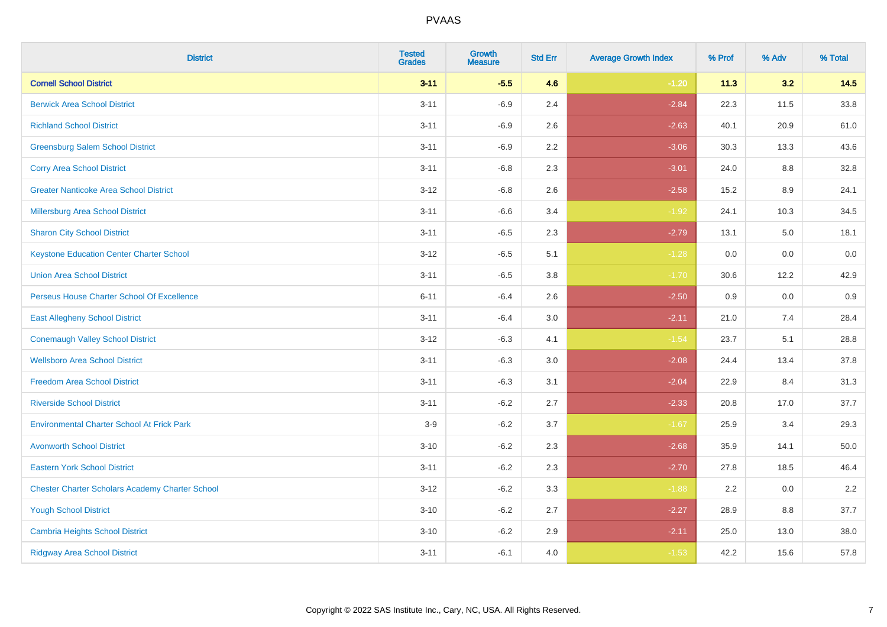| District | Tested Grades | Growth Measure | Std Err | Average Growth Index | % Prof | % Adv | % Total |
|---|---|---|---|---|---|---|---|
| **Cornell School District** | **3-11** | **-5.5** | **4.6** | **-1.20** | **11.3** | **3.2** | **14.5** |
| Berwick Area School District | 3-11 | -6.9 | 2.4 | -2.84 | 22.3 | 11.5 | 33.8 |
| Richland School District | 3-11 | -6.9 | 2.6 | -2.63 | 40.1 | 20.9 | 61.0 |
| Greensburg Salem School District | 3-11 | -6.9 | 2.2 | -3.06 | 30.3 | 13.3 | 43.6 |
| Corry Area School District | 3-11 | -6.8 | 2.3 | -3.01 | 24.0 | 8.8 | 32.8 |
| Greater Nanticoke Area School District | 3-12 | -6.8 | 2.6 | -2.58 | 15.2 | 8.9 | 24.1 |
| Millersburg Area School District | 3-11 | -6.6 | 3.4 | -1.92 | 24.1 | 10.3 | 34.5 |
| Sharon City School District | 3-11 | -6.5 | 2.3 | -2.79 | 13.1 | 5.0 | 18.1 |
| Keystone Education Center Charter School | 3-12 | -6.5 | 5.1 | -1.28 | 0.0 | 0.0 | 0.0 |
| Union Area School District | 3-11 | -6.5 | 3.8 | -1.70 | 30.6 | 12.2 | 42.9 |
| Perseus House Charter School Of Excellence | 6-11 | -6.4 | 2.6 | -2.50 | 0.9 | 0.0 | 0.9 |
| East Allegheny School District | 3-11 | -6.4 | 3.0 | -2.11 | 21.0 | 7.4 | 28.4 |
| Conemaugh Valley School District | 3-12 | -6.3 | 4.1 | -1.54 | 23.7 | 5.1 | 28.8 |
| Wellsboro Area School District | 3-11 | -6.3 | 3.0 | -2.08 | 24.4 | 13.4 | 37.8 |
| Freedom Area School District | 3-11 | -6.3 | 3.1 | -2.04 | 22.9 | 8.4 | 31.3 |
| Riverside School District | 3-11 | -6.2 | 2.7 | -2.33 | 20.8 | 17.0 | 37.7 |
| Environmental Charter School At Frick Park | 3-9 | -6.2 | 3.7 | -1.67 | 25.9 | 3.4 | 29.3 |
| Avonworth School District | 3-10 | -6.2 | 2.3 | -2.68 | 35.9 | 14.1 | 50.0 |
| Eastern York School District | 3-11 | -6.2 | 2.3 | -2.70 | 27.8 | 18.5 | 46.4 |
| Chester Charter Scholars Academy Charter School | 3-12 | -6.2 | 3.3 | -1.88 | 2.2 | 0.0 | 2.2 |
| Yough School District | 3-10 | -6.2 | 2.7 | -2.27 | 28.9 | 8.8 | 37.7 |
| Cambria Heights School District | 3-10 | -6.2 | 2.9 | -2.11 | 25.0 | 13.0 | 38.0 |
| Ridgway Area School District | 3-11 | -6.1 | 4.0 | -1.53 | 42.2 | 15.6 | 57.8 |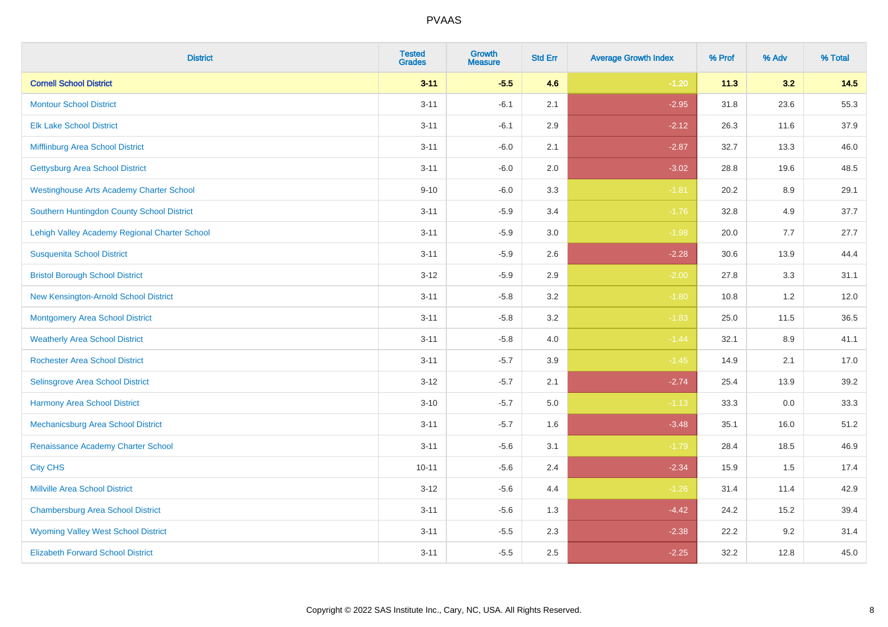| District | Tested Grades | Growth Measure | Std Err | Average Growth Index | % Prof | % Adv | % Total |
|---|---|---|---|---|---|---|---|
| **Cornell School District** | **3-11** | **-5.5** | **4.6** | **-1.20** | **11.3** | **3.2** | **14.5** |
| Montour School District | 3-11 | -6.1 | 2.1 | -2.95 | 31.8 | 23.6 | 55.3 |
| Elk Lake School District | 3-11 | -6.1 | 2.9 | -2.12 | 26.3 | 11.6 | 37.9 |
| Mifflinburg Area School District | 3-11 | -6.0 | 2.1 | -2.87 | 32.7 | 13.3 | 46.0 |
| Gettysburg Area School District | 3-11 | -6.0 | 2.0 | -3.02 | 28.8 | 19.6 | 48.5 |
| Westinghouse Arts Academy Charter School | 9-10 | -6.0 | 3.3 | -1.81 | 20.2 | 8.9 | 29.1 |
| Southern Huntingdon County School District | 3-11 | -5.9 | 3.4 | -1.76 | 32.8 | 4.9 | 37.7 |
| Lehigh Valley Academy Regional Charter School | 3-11 | -5.9 | 3.0 | -1.98 | 20.0 | 7.7 | 27.7 |
| Susquenita School District | 3-11 | -5.9 | 2.6 | -2.28 | 30.6 | 13.9 | 44.4 |
| Bristol Borough School District | 3-12 | -5.9 | 2.9 | -2.00 | 27.8 | 3.3 | 31.1 |
| New Kensington-Arnold School District | 3-11 | -5.8 | 3.2 | -1.80 | 10.8 | 1.2 | 12.0 |
| Montgomery Area School District | 3-11 | -5.8 | 3.2 | -1.83 | 25.0 | 11.5 | 36.5 |
| Weatherly Area School District | 3-11 | -5.8 | 4.0 | -1.44 | 32.1 | 8.9 | 41.1 |
| Rochester Area School District | 3-11 | -5.7 | 3.9 | -1.45 | 14.9 | 2.1 | 17.0 |
| Selinsgrove Area School District | 3-12 | -5.7 | 2.1 | -2.74 | 25.4 | 13.9 | 39.2 |
| Harmony Area School District | 3-10 | -5.7 | 5.0 | -1.13 | 33.3 | 0.0 | 33.3 |
| Mechanicsburg Area School District | 3-11 | -5.7 | 1.6 | -3.48 | 35.1 | 16.0 | 51.2 |
| Renaissance Academy Charter School | 3-11 | -5.6 | 3.1 | -1.79 | 28.4 | 18.5 | 46.9 |
| City CHS | 10-11 | -5.6 | 2.4 | -2.34 | 15.9 | 1.5 | 17.4 |
| Millville Area School District | 3-12 | -5.6 | 4.4 | -1.26 | 31.4 | 11.4 | 42.9 |
| Chambersburg Area School District | 3-11 | -5.6 | 1.3 | -4.42 | 24.2 | 15.2 | 39.4 |
| Wyoming Valley West School District | 3-11 | -5.5 | 2.3 | -2.38 | 22.2 | 9.2 | 31.4 |
| Elizabeth Forward School District | 3-11 | -5.5 | 2.5 | -2.25 | 32.2 | 12.8 | 45.0 |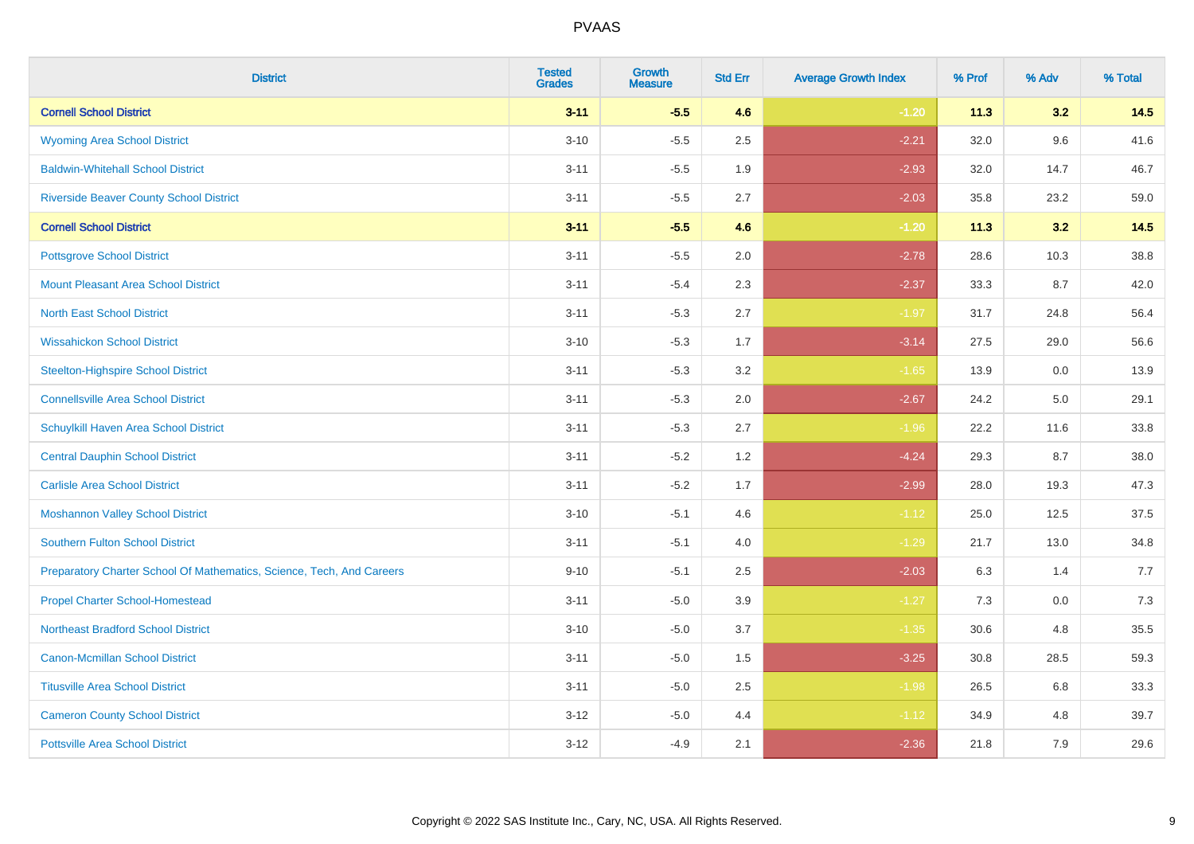| District | Tested Grades | Growth Measure | Std Err | Average Growth Index | % Prof | % Adv | % Total |
|---|---|---|---|---|---|---|---|
| **Cornell School District** | **3-11** | **-5.5** | **4.6** | **-1.20** | **11.3** | **3.2** | **14.5** |
| Wyoming Area School District | 3-10 | -5.5 | 2.5 | -2.21 | 32.0 | 9.6 | 41.6 |
| Baldwin-Whitehall School District | 3-11 | -5.5 | 1.9 | -2.93 | 32.0 | 14.7 | 46.7 |
| Riverside Beaver County School District | 3-11 | -5.5 | 2.7 | -2.03 | 35.8 | 23.2 | 59.0 |
| **Cornell School District** | **3-11** | **-5.5** | **4.6** | **-1.20** | **11.3** | **3.2** | **14.5** |
| Pottsgrove School District | 3-11 | -5.5 | 2.0 | -2.78 | 28.6 | 10.3 | 38.8 |
| Mount Pleasant Area School District | 3-11 | -5.4 | 2.3 | -2.37 | 33.3 | 8.7 | 42.0 |
| North East School District | 3-11 | -5.3 | 2.7 | -1.97 | 31.7 | 24.8 | 56.4 |
| Wissahickon School District | 3-10 | -5.3 | 1.7 | -3.14 | 27.5 | 29.0 | 56.6 |
| Steelton-Highspire School District | 3-11 | -5.3 | 3.2 | -1.65 | 13.9 | 0.0 | 13.9 |
| Connellsville Area School District | 3-11 | -5.3 | 2.0 | -2.67 | 24.2 | 5.0 | 29.1 |
| Schuylkill Haven Area School District | 3-11 | -5.3 | 2.7 | -1.96 | 22.2 | 11.6 | 33.8 |
| Central Dauphin School District | 3-11 | -5.2 | 1.2 | -4.24 | 29.3 | 8.7 | 38.0 |
| Carlisle Area School District | 3-11 | -5.2 | 1.7 | -2.99 | 28.0 | 19.3 | 47.3 |
| Moshannon Valley School District | 3-10 | -5.1 | 4.6 | -1.12 | 25.0 | 12.5 | 37.5 |
| Southern Fulton School District | 3-11 | -5.1 | 4.0 | -1.29 | 21.7 | 13.0 | 34.8 |
| Preparatory Charter School Of Mathematics, Science, Tech, And Careers | 9-10 | -5.1 | 2.5 | -2.03 | 6.3 | 1.4 | 7.7 |
| Propel Charter School-Homestead | 3-11 | -5.0 | 3.9 | -1.27 | 7.3 | 0.0 | 7.3 |
| Northeast Bradford School District | 3-10 | -5.0 | 3.7 | -1.35 | 30.6 | 4.8 | 35.5 |
| Canon-Mcmillan School District | 3-11 | -5.0 | 1.5 | -3.25 | 30.8 | 28.5 | 59.3 |
| Titusville Area School District | 3-11 | -5.0 | 2.5 | -1.98 | 26.5 | 6.8 | 33.3 |
| Cameron County School District | 3-12 | -5.0 | 4.4 | -1.12 | 34.9 | 4.8 | 39.7 |
| Pottsville Area School District | 3-12 | -4.9 | 2.1 | -2.36 | 21.8 | 7.9 | 29.6 |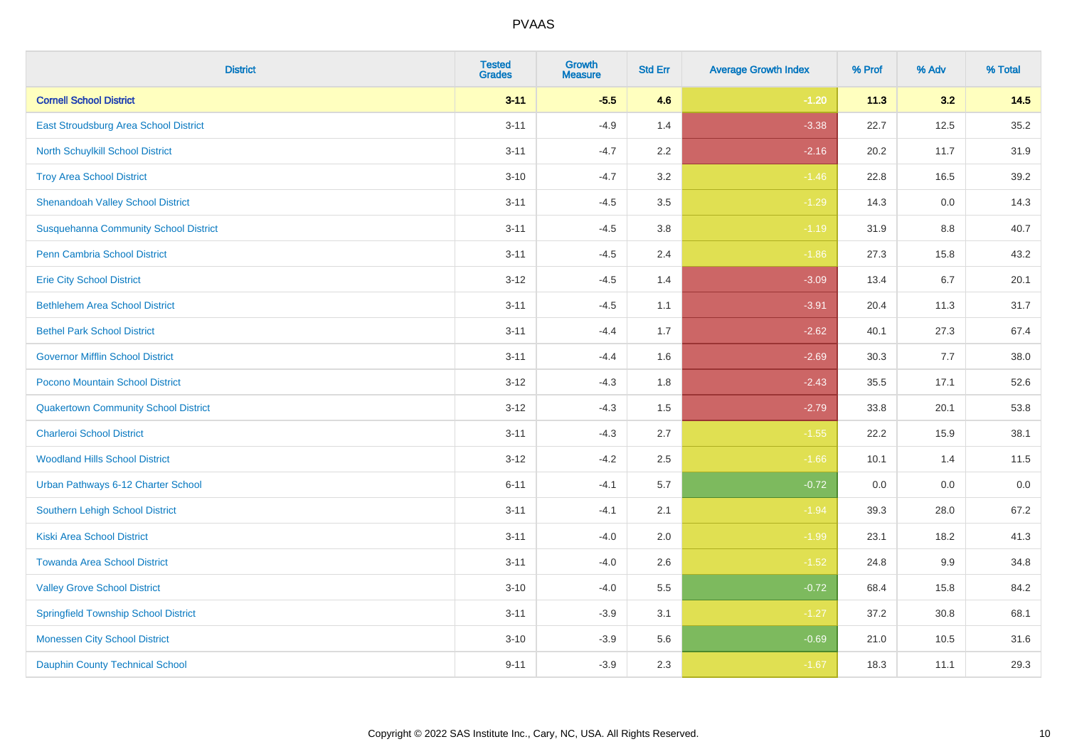| District | Tested Grades | Growth Measure | Std Err | Average Growth Index | % Prof | % Adv | % Total |
|---|---|---|---|---|---|---|---|
| **Cornell School District** | **3-11** | **-5.5** | **4.6** | **-1.20** | **11.3** | **3.2** | **14.5** |
| East Stroudsburg Area School District | 3-11 | -4.9 | 1.4 | -3.38 | 22.7 | 12.5 | 35.2 |
| North Schuylkill School District | 3-11 | -4.7 | 2.2 | -2.16 | 20.2 | 11.7 | 31.9 |
| Troy Area School District | 3-10 | -4.7 | 3.2 | -1.46 | 22.8 | 16.5 | 39.2 |
| Shenandoah Valley School District | 3-11 | -4.5 | 3.5 | -1.29 | 14.3 | 0.0 | 14.3 |
| Susquehanna Community School District | 3-11 | -4.5 | 3.8 | -1.19 | 31.9 | 8.8 | 40.7 |
| Penn Cambria School District | 3-11 | -4.5 | 2.4 | -1.86 | 27.3 | 15.8 | 43.2 |
| Erie City School District | 3-12 | -4.5 | 1.4 | -3.09 | 13.4 | 6.7 | 20.1 |
| Bethlehem Area School District | 3-11 | -4.5 | 1.1 | -3.91 | 20.4 | 11.3 | 31.7 |
| Bethel Park School District | 3-11 | -4.4 | 1.7 | -2.62 | 40.1 | 27.3 | 67.4 |
| Governor Mifflin School District | 3-11 | -4.4 | 1.6 | -2.69 | 30.3 | 7.7 | 38.0 |
| Pocono Mountain School District | 3-12 | -4.3 | 1.8 | -2.43 | 35.5 | 17.1 | 52.6 |
| Quakertown Community School District | 3-12 | -4.3 | 1.5 | -2.79 | 33.8 | 20.1 | 53.8 |
| Charleroi School District | 3-11 | -4.3 | 2.7 | -1.55 | 22.2 | 15.9 | 38.1 |
| Woodland Hills School District | 3-12 | -4.2 | 2.5 | -1.66 | 10.1 | 1.4 | 11.5 |
| Urban Pathways 6-12 Charter School | 6-11 | -4.1 | 5.7 | -0.72 | 0.0 | 0.0 | 0.0 |
| Southern Lehigh School District | 3-11 | -4.1 | 2.1 | -1.94 | 39.3 | 28.0 | 67.2 |
| Kiski Area School District | 3-11 | -4.0 | 2.0 | -1.99 | 23.1 | 18.2 | 41.3 |
| Towanda Area School District | 3-11 | -4.0 | 2.6 | -1.52 | 24.8 | 9.9 | 34.8 |
| Valley Grove School District | 3-10 | -4.0 | 5.5 | -0.72 | 68.4 | 15.8 | 84.2 |
| Springfield Township School District | 3-11 | -3.9 | 3.1 | -1.27 | 37.2 | 30.8 | 68.1 |
| Monessen City School District | 3-10 | -3.9 | 5.6 | -0.69 | 21.0 | 10.5 | 31.6 |
| Dauphin County Technical School | 9-11 | -3.9 | 2.3 | -1.67 | 18.3 | 11.1 | 29.3 |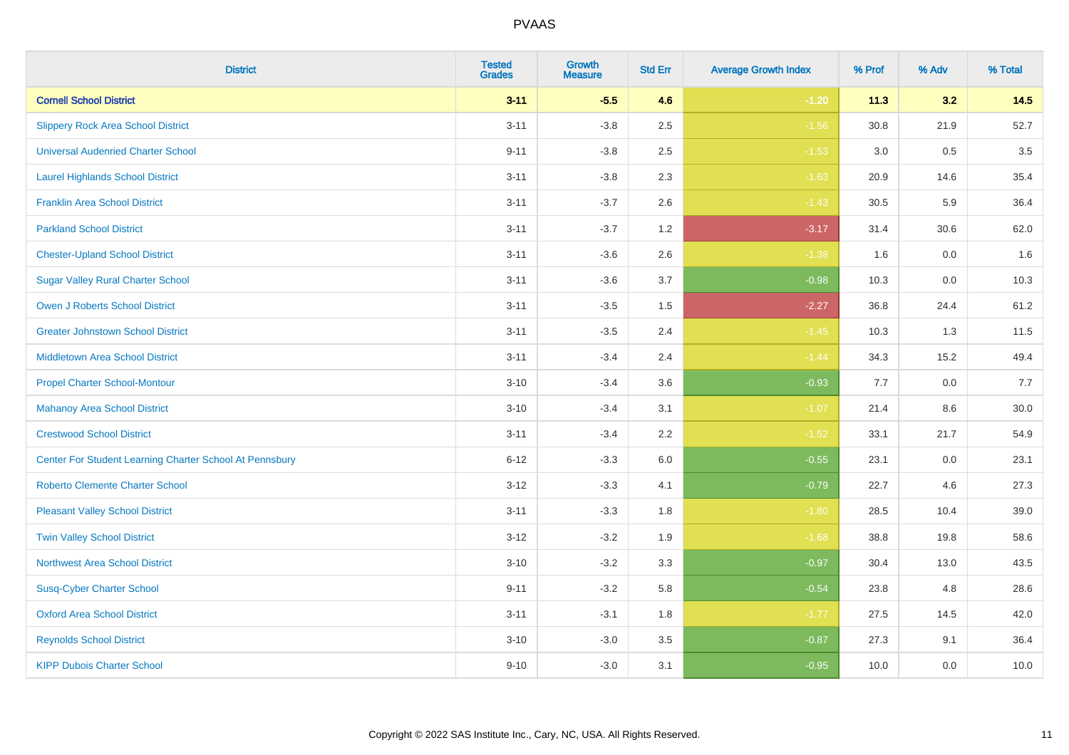| District | Tested Grades | Growth Measure | Std Err | Average Growth Index | % Prof | % Adv | % Total |
|---|---|---|---|---|---|---|---|
| **Cornell School District** | **3-11** | **-5.5** | **4.6** | **-1.20** | **11.3** | **3.2** | **14.5** |
| Slippery Rock Area School District | 3-11 | -3.8 | 2.5 | -1.56 | 30.8 | 21.9 | 52.7 |
| Universal Audenried Charter School | 9-11 | -3.8 | 2.5 | -1.53 | 3.0 | 0.5 | 3.5 |
| Laurel Highlands School District | 3-11 | -3.8 | 2.3 | -1.63 | 20.9 | 14.6 | 35.4 |
| Franklin Area School District | 3-11 | -3.7 | 2.6 | -1.43 | 30.5 | 5.9 | 36.4 |
| Parkland School District | 3-11 | -3.7 | 1.2 | -3.17 | 31.4 | 30.6 | 62.0 |
| Chester-Upland School District | 3-11 | -3.6 | 2.6 | -1.38 | 1.6 | 0.0 | 1.6 |
| Sugar Valley Rural Charter School | 3-11 | -3.6 | 3.7 | -0.98 | 10.3 | 0.0 | 10.3 |
| Owen J Roberts School District | 3-11 | -3.5 | 1.5 | -2.27 | 36.8 | 24.4 | 61.2 |
| Greater Johnstown School District | 3-11 | -3.5 | 2.4 | -1.45 | 10.3 | 1.3 | 11.5 |
| Middletown Area School District | 3-11 | -3.4 | 2.4 | -1.44 | 34.3 | 15.2 | 49.4 |
| Propel Charter School-Montour | 3-10 | -3.4 | 3.6 | -0.93 | 7.7 | 0.0 | 7.7 |
| Mahanoy Area School District | 3-10 | -3.4 | 3.1 | -1.07 | 21.4 | 8.6 | 30.0 |
| Crestwood School District | 3-11 | -3.4 | 2.2 | -1.52 | 33.1 | 21.7 | 54.9 |
| Center For Student Learning Charter School At Pennsbury | 6-12 | -3.3 | 6.0 | -0.55 | 23.1 | 0.0 | 23.1 |
| Roberto Clemente Charter School | 3-12 | -3.3 | 4.1 | -0.79 | 22.7 | 4.6 | 27.3 |
| Pleasant Valley School District | 3-11 | -3.3 | 1.8 | -1.80 | 28.5 | 10.4 | 39.0 |
| Twin Valley School District | 3-12 | -3.2 | 1.9 | -1.68 | 38.8 | 19.8 | 58.6 |
| Northwest Area School District | 3-10 | -3.2 | 3.3 | -0.97 | 30.4 | 13.0 | 43.5 |
| Susq-Cyber Charter School | 9-11 | -3.2 | 5.8 | -0.54 | 23.8 | 4.8 | 28.6 |
| Oxford Area School District | 3-11 | -3.1 | 1.8 | -1.77 | 27.5 | 14.5 | 42.0 |
| Reynolds School District | 3-10 | -3.0 | 3.5 | -0.87 | 27.3 | 9.1 | 36.4 |
| KIPP Dubois Charter School | 9-10 | -3.0 | 3.1 | -0.95 | 10.0 | 0.0 | 10.0 |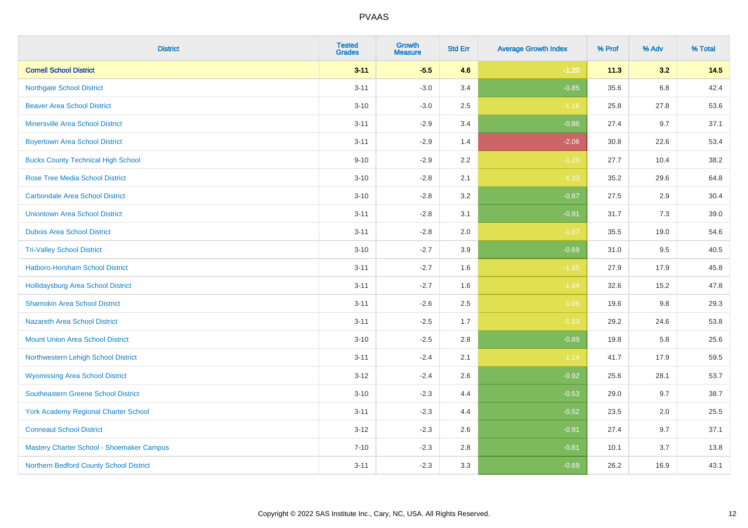| District | Tested Grades | Growth Measure | Std Err | Average Growth Index | % Prof | % Adv | % Total |
|---|---|---|---|---|---|---|---|
| **Cornell School District** | **3-11** | **-5.5** | **4.6** | **-1.20** | **11.3** | **3.2** | **14.5** |
| Northgate School District | 3-11 | -3.0 | 3.4 | -0.85 | 35.6 | 6.8 | 42.4 |
| Beaver Area School District | 3-10 | -3.0 | 2.5 | -1.16 | 25.8 | 27.8 | 53.6 |
| Minersville Area School District | 3-11 | -2.9 | 3.4 | -0.86 | 27.4 | 9.7 | 37.1 |
| Boyertown Area School District | 3-11 | -2.9 | 1.4 | -2.06 | 30.8 | 22.6 | 53.4 |
| Bucks County Technical High School | 9-10 | -2.9 | 2.2 | -1.29 | 27.7 | 10.4 | 38.2 |
| Rose Tree Media School District | 3-10 | -2.8 | 2.1 | -1.33 | 35.2 | 29.6 | 64.8 |
| Carbondale Area School District | 3-10 | -2.8 | 3.2 | -0.87 | 27.5 | 2.9 | 30.4 |
| Uniontown Area School District | 3-11 | -2.8 | 3.1 | -0.91 | 31.7 | 7.3 | 39.0 |
| Dubois Area School District | 3-11 | -2.8 | 2.0 | -1.37 | 35.5 | 19.0 | 54.6 |
| Tri-Valley School District | 3-10 | -2.7 | 3.9 | -0.69 | 31.0 | 9.5 | 40.5 |
| Hatboro-Horsham School District | 3-11 | -2.7 | 1.6 | -1.65 | 27.9 | 17.9 | 45.8 |
| Hollidaysburg Area School District | 3-11 | -2.7 | 1.6 | -1.64 | 32.6 | 15.2 | 47.8 |
| Shamokin Area School District | 3-11 | -2.6 | 2.5 | -1.06 | 19.6 | 9.8 | 29.3 |
| Nazareth Area School District | 3-11 | -2.5 | 1.7 | -1.53 | 29.2 | 24.6 | 53.8 |
| Mount Union Area School District | 3-10 | -2.5 | 2.8 | -0.89 | 19.8 | 5.8 | 25.6 |
| Northwestern Lehigh School District | 3-11 | -2.4 | 2.1 | -1.14 | 41.7 | 17.9 | 59.5 |
| Wyomissing Area School District | 3-12 | -2.4 | 2.6 | -0.92 | 25.6 | 28.1 | 53.7 |
| Southeastern Greene School District | 3-10 | -2.3 | 4.4 | -0.53 | 29.0 | 9.7 | 38.7 |
| York Academy Regional Charter School | 3-11 | -2.3 | 4.4 | -0.52 | 23.5 | 2.0 | 25.5 |
| Conneaut School District | 3-12 | -2.3 | 2.6 | -0.91 | 27.4 | 9.7 | 37.1 |
| Mastery Charter School - Shoemaker Campus | 7-10 | -2.3 | 2.8 | -0.81 | 10.1 | 3.7 | 13.8 |
| Northern Bedford County School District | 3-11 | -2.3 | 3.3 | -0.69 | 26.2 | 16.9 | 43.1 |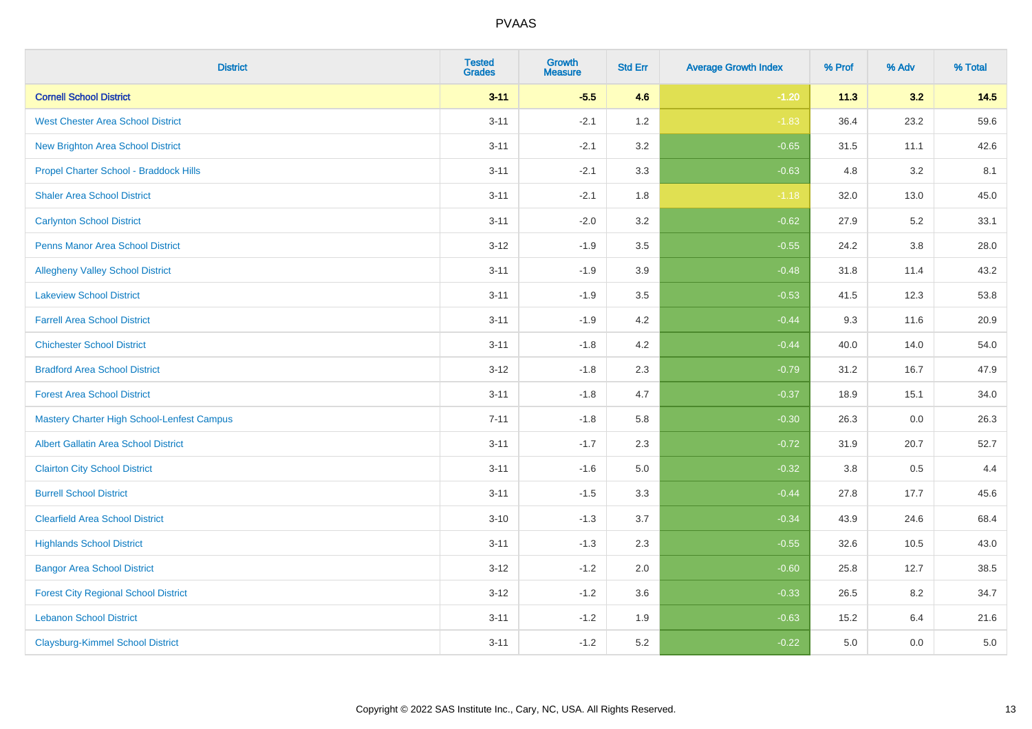PVAAS

| District | Tested Grades | Growth Measure | Std Err | Average Growth Index | % Prof | % Adv | % Total |
|---|---|---|---|---|---|---|---|
| **Cornell School District** | **3-11** | **-5.5** | **4.6** | **-1.20** | **11.3** | **3.2** | **14.5** |
| West Chester Area School District | 3-11 | -2.1 | 1.2 | -1.83 | 36.4 | 23.2 | 59.6 |
| New Brighton Area School District | 3-11 | -2.1 | 3.2 | -0.65 | 31.5 | 11.1 | 42.6 |
| Propel Charter School - Braddock Hills | 3-11 | -2.1 | 3.3 | -0.63 | 4.8 | 3.2 | 8.1 |
| Shaler Area School District | 3-11 | -2.1 | 1.8 | -1.18 | 32.0 | 13.0 | 45.0 |
| Carlynton School District | 3-11 | -2.0 | 3.2 | -0.62 | 27.9 | 5.2 | 33.1 |
| Penns Manor Area School District | 3-12 | -1.9 | 3.5 | -0.55 | 24.2 | 3.8 | 28.0 |
| Allegheny Valley School District | 3-11 | -1.9 | 3.9 | -0.48 | 31.8 | 11.4 | 43.2 |
| Lakeview School District | 3-11 | -1.9 | 3.5 | -0.53 | 41.5 | 12.3 | 53.8 |
| Farrell Area School District | 3-11 | -1.9 | 4.2 | -0.44 | 9.3 | 11.6 | 20.9 |
| Chichester School District | 3-11 | -1.8 | 4.2 | -0.44 | 40.0 | 14.0 | 54.0 |
| Bradford Area School District | 3-12 | -1.8 | 2.3 | -0.79 | 31.2 | 16.7 | 47.9 |
| Forest Area School District | 3-11 | -1.8 | 4.7 | -0.37 | 18.9 | 15.1 | 34.0 |
| Mastery Charter High School-Lenfest Campus | 7-11 | -1.8 | 5.8 | -0.30 | 26.3 | 0.0 | 26.3 |
| Albert Gallatin Area School District | 3-11 | -1.7 | 2.3 | -0.72 | 31.9 | 20.7 | 52.7 |
| Clairton City School District | 3-11 | -1.6 | 5.0 | -0.32 | 3.8 | 0.5 | 4.4 |
| Burrell School District | 3-11 | -1.5 | 3.3 | -0.44 | 27.8 | 17.7 | 45.6 |
| Clearfield Area School District | 3-10 | -1.3 | 3.7 | -0.34 | 43.9 | 24.6 | 68.4 |
| Highlands School District | 3-11 | -1.3 | 2.3 | -0.55 | 32.6 | 10.5 | 43.0 |
| Bangor Area School District | 3-12 | -1.2 | 2.0 | -0.60 | 25.8 | 12.7 | 38.5 |
| Forest City Regional School District | 3-12 | -1.2 | 3.6 | -0.33 | 26.5 | 8.2 | 34.7 |
| Lebanon School District | 3-11 | -1.2 | 1.9 | -0.63 | 15.2 | 6.4 | 21.6 |
| Claysburg-Kimmel School District | 3-11 | -1.2 | 5.2 | -0.22 | 5.0 | 0.0 | 5.0 |

Copyright © 2022 SAS Institute Inc., Cary, NC, USA. All Rights Reserved.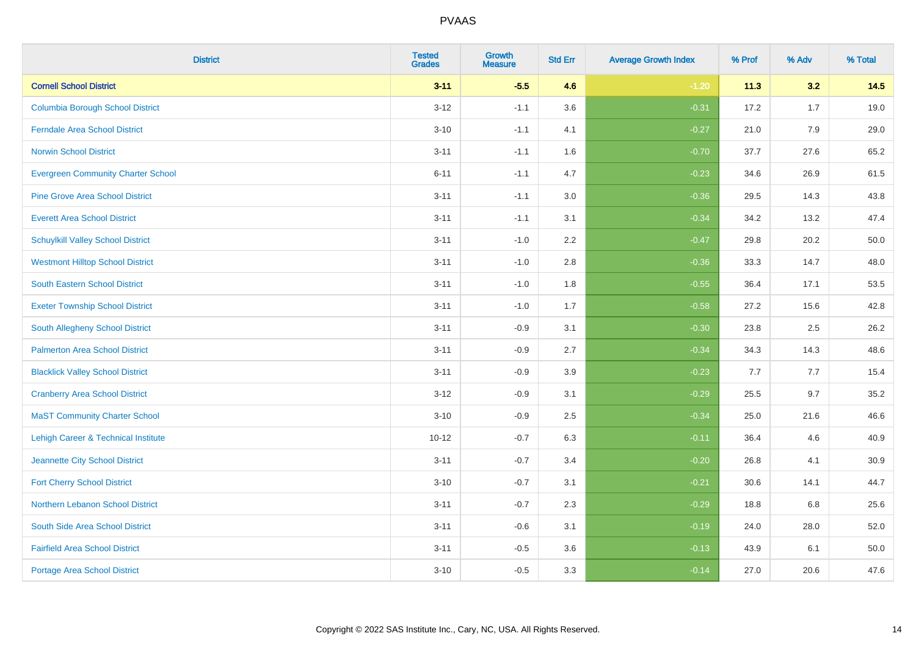| District | Tested Grades | Growth Measure | Std Err | Average Growth Index | % Prof | % Adv | % Total |
|---|---|---|---|---|---|---|---|
| **Cornell School District** | **3-11** | **-5.5** | **4.6** | **-1.20** | **11.3** | **3.2** | **14.5** |
| Columbia Borough School District | 3-12 | -1.1 | 3.6 | -0.31 | 17.2 | 1.7 | 19.0 |
| Ferndale Area School District | 3-10 | -1.1 | 4.1 | -0.27 | 21.0 | 7.9 | 29.0 |
| Norwin School District | 3-11 | -1.1 | 1.6 | -0.70 | 37.7 | 27.6 | 65.2 |
| Evergreen Community Charter School | 6-11 | -1.1 | 4.7 | -0.23 | 34.6 | 26.9 | 61.5 |
| Pine Grove Area School District | 3-11 | -1.1 | 3.0 | -0.36 | 29.5 | 14.3 | 43.8 |
| Everett Area School District | 3-11 | -1.1 | 3.1 | -0.34 | 34.2 | 13.2 | 47.4 |
| Schuylkill Valley School District | 3-11 | -1.0 | 2.2 | -0.47 | 29.8 | 20.2 | 50.0 |
| Westmont Hilltop School District | 3-11 | -1.0 | 2.8 | -0.36 | 33.3 | 14.7 | 48.0 |
| South Eastern School District | 3-11 | -1.0 | 1.8 | -0.55 | 36.4 | 17.1 | 53.5 |
| Exeter Township School District | 3-11 | -1.0 | 1.7 | -0.58 | 27.2 | 15.6 | 42.8 |
| South Allegheny School District | 3-11 | -0.9 | 3.1 | -0.30 | 23.8 | 2.5 | 26.2 |
| Palmerton Area School District | 3-11 | -0.9 | 2.7 | -0.34 | 34.3 | 14.3 | 48.6 |
| Blacklick Valley School District | 3-11 | -0.9 | 3.9 | -0.23 | 7.7 | 7.7 | 15.4 |
| Cranberry Area School District | 3-12 | -0.9 | 3.1 | -0.29 | 25.5 | 9.7 | 35.2 |
| MaST Community Charter School | 3-10 | -0.9 | 2.5 | -0.34 | 25.0 | 21.6 | 46.6 |
| Lehigh Career & Technical Institute | 10-12 | -0.7 | 6.3 | -0.11 | 36.4 | 4.6 | 40.9 |
| Jeannette City School District | 3-11 | -0.7 | 3.4 | -0.20 | 26.8 | 4.1 | 30.9 |
| Fort Cherry School District | 3-10 | -0.7 | 3.1 | -0.21 | 30.6 | 14.1 | 44.7 |
| Northern Lebanon School District | 3-11 | -0.7 | 2.3 | -0.29 | 18.8 | 6.8 | 25.6 |
| South Side Area School District | 3-11 | -0.6 | 3.1 | -0.19 | 24.0 | 28.0 | 52.0 |
| Fairfield Area School District | 3-11 | -0.5 | 3.6 | -0.13 | 43.9 | 6.1 | 50.0 |
| Portage Area School District | 3-10 | -0.5 | 3.3 | -0.14 | 27.0 | 20.6 | 47.6 |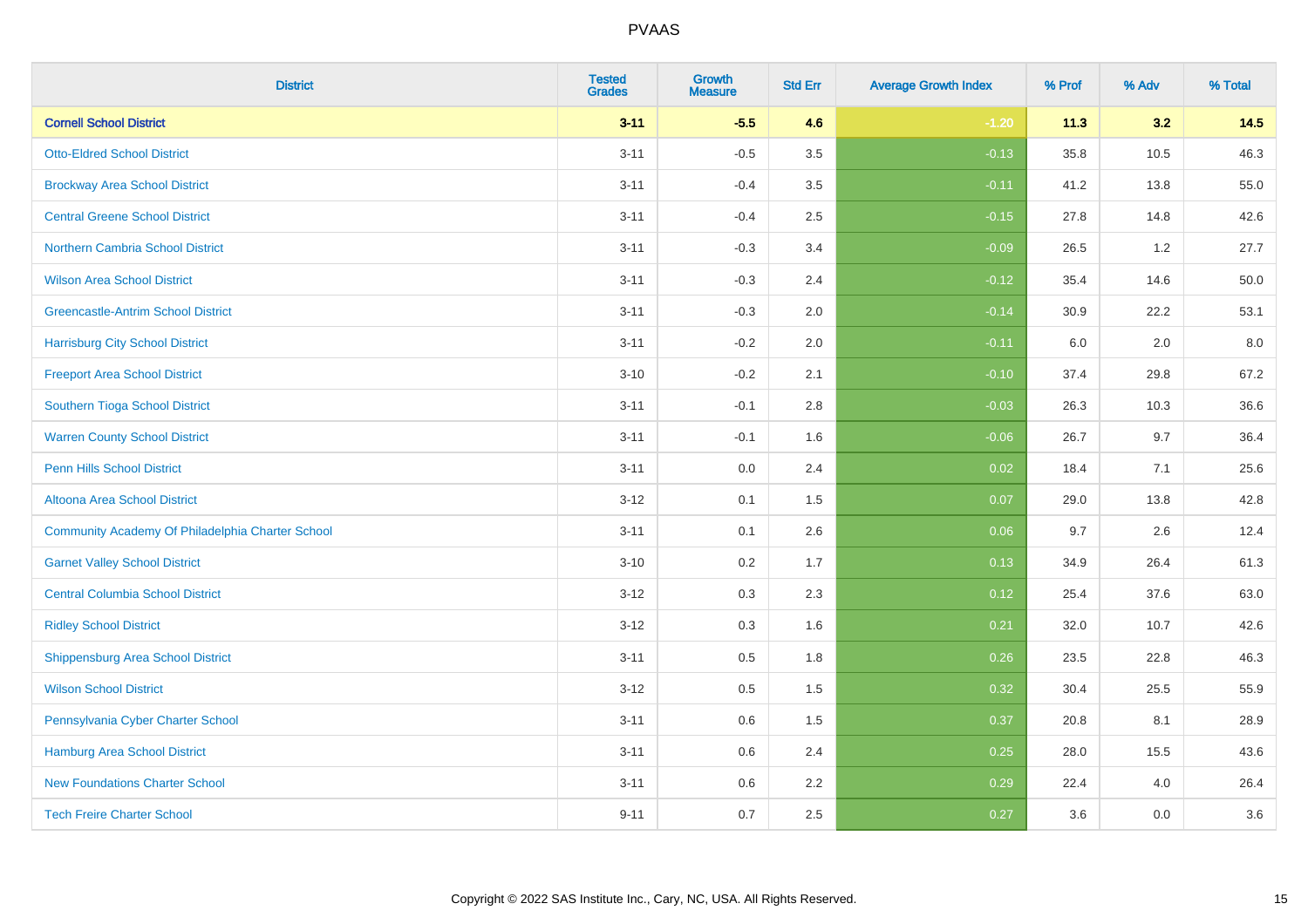PVAAS

| District | Tested Grades | Growth Measure | Std Err | Average Growth Index | % Prof | % Adv | % Total |
|---|---|---|---|---|---|---|---|
| **Cornell School District** | **3-11** | **-5.5** | **4.6** | **-1.20** | **11.3** | **3.2** | **14.5** |
| Otto-Eldred School District | 3-11 | -0.5 | 3.5 | -0.13 | 35.8 | 10.5 | 46.3 |
| Brockway Area School District | 3-11 | -0.4 | 3.5 | -0.11 | 41.2 | 13.8 | 55.0 |
| Central Greene School District | 3-11 | -0.4 | 2.5 | -0.15 | 27.8 | 14.8 | 42.6 |
| Northern Cambria School District | 3-11 | -0.3 | 3.4 | -0.09 | 26.5 | 1.2 | 27.7 |
| Wilson Area School District | 3-11 | -0.3 | 2.4 | -0.12 | 35.4 | 14.6 | 50.0 |
| Greencastle-Antrim School District | 3-11 | -0.3 | 2.0 | -0.14 | 30.9 | 22.2 | 53.1 |
| Harrisburg City School District | 3-11 | -0.2 | 2.0 | -0.11 | 6.0 | 2.0 | 8.0 |
| Freeport Area School District | 3-10 | -0.2 | 2.1 | -0.10 | 37.4 | 29.8 | 67.2 |
| Southern Tioga School District | 3-11 | -0.1 | 2.8 | -0.03 | 26.3 | 10.3 | 36.6 |
| Warren County School District | 3-11 | -0.1 | 1.6 | -0.06 | 26.7 | 9.7 | 36.4 |
| Penn Hills School District | 3-11 | 0.0 | 2.4 | 0.02 | 18.4 | 7.1 | 25.6 |
| Altoona Area School District | 3-12 | 0.1 | 1.5 | 0.07 | 29.0 | 13.8 | 42.8 |
| Community Academy Of Philadelphia Charter School | 3-11 | 0.1 | 2.6 | 0.06 | 9.7 | 2.6 | 12.4 |
| Garnet Valley School District | 3-10 | 0.2 | 1.7 | 0.13 | 34.9 | 26.4 | 61.3 |
| Central Columbia School District | 3-12 | 0.3 | 2.3 | 0.12 | 25.4 | 37.6 | 63.0 |
| Ridley School District | 3-12 | 0.3 | 1.6 | 0.21 | 32.0 | 10.7 | 42.6 |
| Shippensburg Area School District | 3-11 | 0.5 | 1.8 | 0.26 | 23.5 | 22.8 | 46.3 |
| Wilson School District | 3-12 | 0.5 | 1.5 | 0.32 | 30.4 | 25.5 | 55.9 |
| Pennsylvania Cyber Charter School | 3-11 | 0.6 | 1.5 | 0.37 | 20.8 | 8.1 | 28.9 |
| Hamburg Area School District | 3-11 | 0.6 | 2.4 | 0.25 | 28.0 | 15.5 | 43.6 |
| New Foundations Charter School | 3-11 | 0.6 | 2.2 | 0.29 | 22.4 | 4.0 | 26.4 |
| Tech Freire Charter School | 9-11 | 0.7 | 2.5 | 0.27 | 3.6 | 0.0 | 3.6 |

Copyright © 2022 SAS Institute Inc., Cary, NC, USA. All Rights Reserved.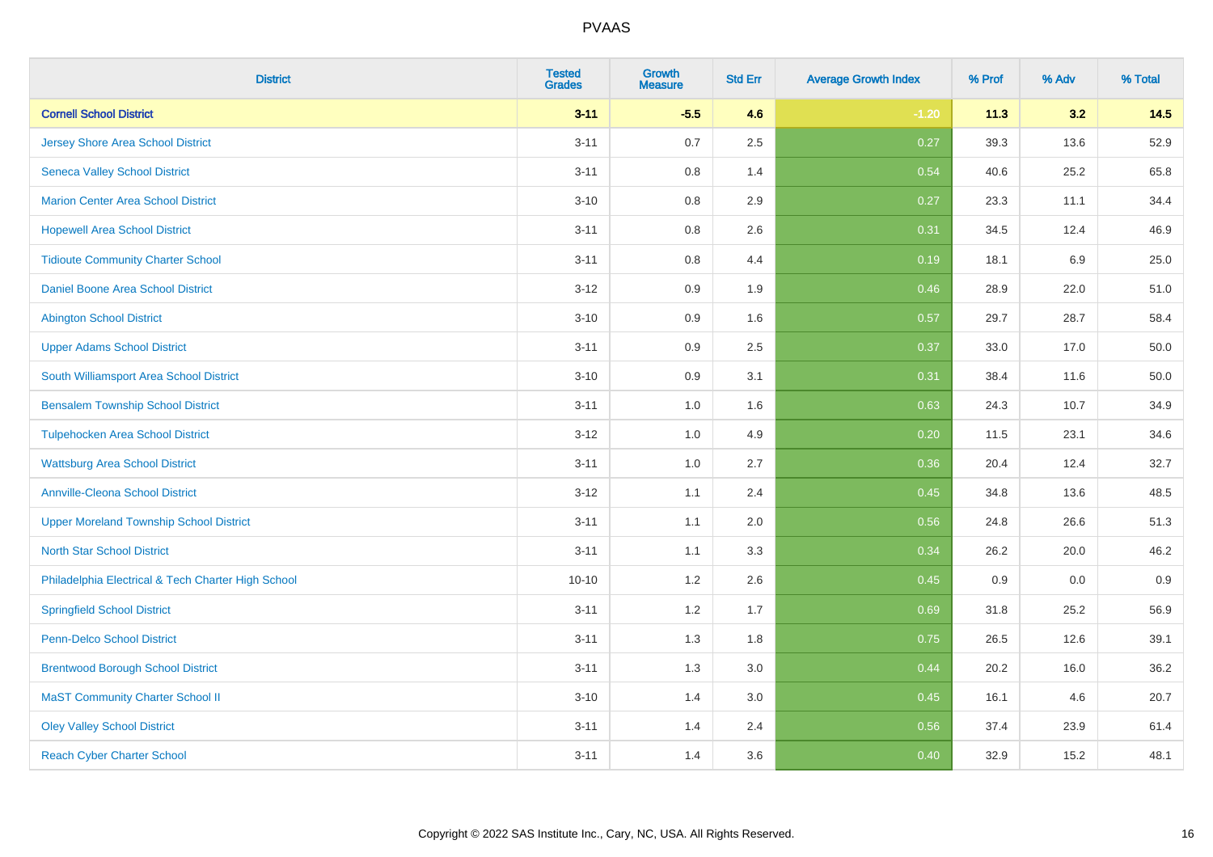# PVAAS

| District | Tested Grades | Growth Measure | Std Err | Average Growth Index | % Prof | % Adv | % Total |
|---|---|---|---|---|---|---|---|
| **Cornell School District** | **3-11** | **-5.5** | **4.6** | **-1.20** | **11.3** | **3.2** | **14.5** |
| Jersey Shore Area School District | 3-11 | 0.7 | 2.5 | 0.27 | 39.3 | 13.6 | 52.9 |
| Seneca Valley School District | 3-11 | 0.8 | 1.4 | 0.54 | 40.6 | 25.2 | 65.8 |
| Marion Center Area School District | 3-10 | 0.8 | 2.9 | 0.27 | 23.3 | 11.1 | 34.4 |
| Hopewell Area School District | 3-11 | 0.8 | 2.6 | 0.31 | 34.5 | 12.4 | 46.9 |
| Tidioute Community Charter School | 3-11 | 0.8 | 4.4 | 0.19 | 18.1 | 6.9 | 25.0 |
| Daniel Boone Area School District | 3-12 | 0.9 | 1.9 | 0.46 | 28.9 | 22.0 | 51.0 |
| Abington School District | 3-10 | 0.9 | 1.6 | 0.57 | 29.7 | 28.7 | 58.4 |
| Upper Adams School District | 3-11 | 0.9 | 2.5 | 0.37 | 33.0 | 17.0 | 50.0 |
| South Williamsport Area School District | 3-10 | 0.9 | 3.1 | 0.31 | 38.4 | 11.6 | 50.0 |
| Bensalem Township School District | 3-11 | 1.0 | 1.6 | 0.63 | 24.3 | 10.7 | 34.9 |
| Tulpehocken Area School District | 3-12 | 1.0 | 4.9 | 0.20 | 11.5 | 23.1 | 34.6 |
| Wattsburg Area School District | 3-11 | 1.0 | 2.7 | 0.36 | 20.4 | 12.4 | 32.7 |
| Annville-Cleona School District | 3-12 | 1.1 | 2.4 | 0.45 | 34.8 | 13.6 | 48.5 |
| Upper Moreland Township School District | 3-11 | 1.1 | 2.0 | 0.56 | 24.8 | 26.6 | 51.3 |
| North Star School District | 3-11 | 1.1 | 3.3 | 0.34 | 26.2 | 20.0 | 46.2 |
| Philadelphia Electrical & Tech Charter High School | 10-10 | 1.2 | 2.6 | 0.45 | 0.9 | 0.0 | 0.9 |
| Springfield School District | 3-11 | 1.2 | 1.7 | 0.69 | 31.8 | 25.2 | 56.9 |
| Penn-Delco School District | 3-11 | 1.3 | 1.8 | 0.75 | 26.5 | 12.6 | 39.1 |
| Brentwood Borough School District | 3-11 | 1.3 | 3.0 | 0.44 | 20.2 | 16.0 | 36.2 |
| MaST Community Charter School II | 3-10 | 1.4 | 3.0 | 0.45 | 16.1 | 4.6 | 20.7 |
| Oley Valley School District | 3-11 | 1.4 | 2.4 | 0.56 | 37.4 | 23.9 | 61.4 |
| Reach Cyber Charter School | 3-11 | 1.4 | 3.6 | 0.40 | 32.9 | 15.2 | 48.1 |

Copyright © 2022 SAS Institute Inc., Cary, NC, USA. All Rights Reserved.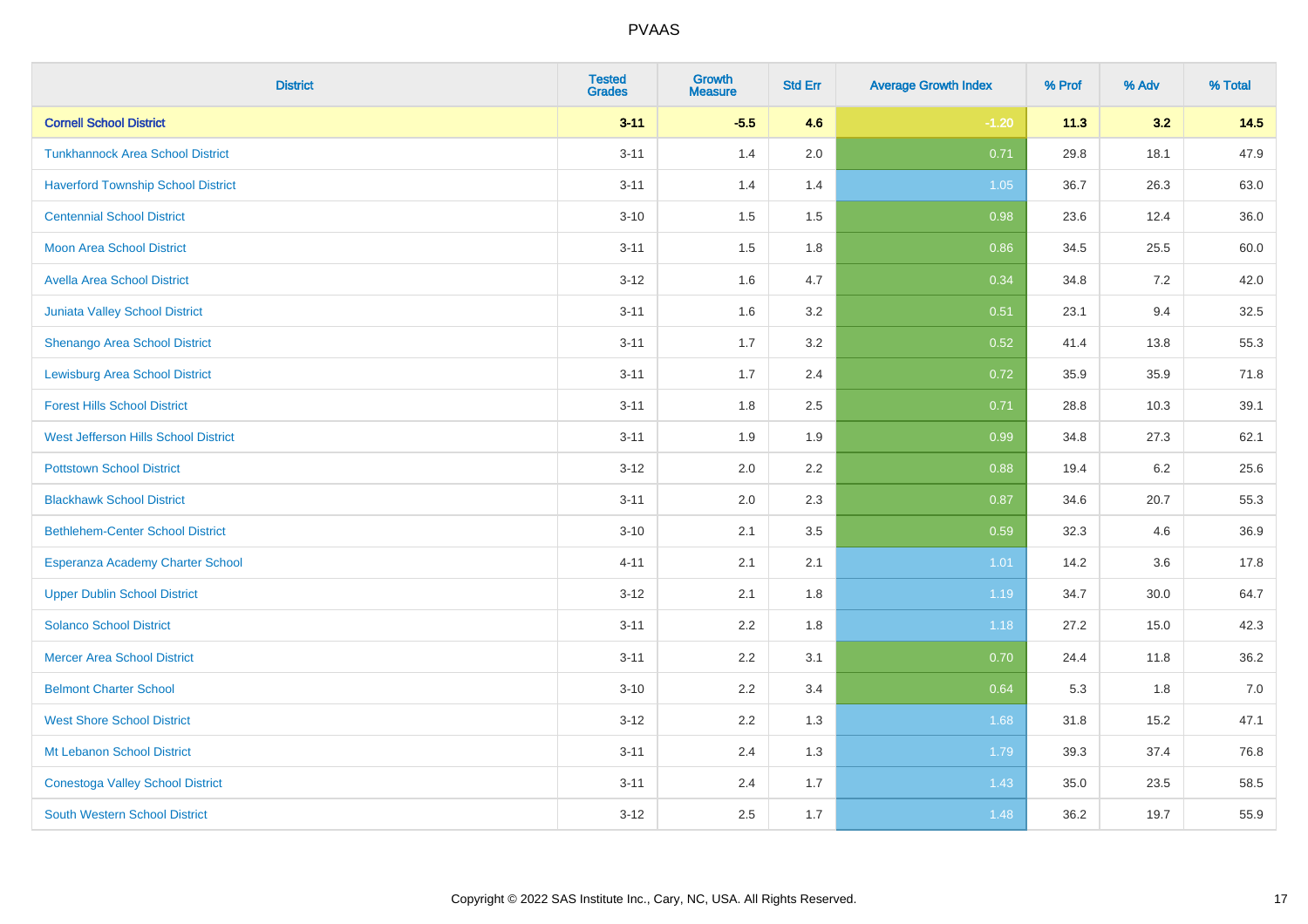| District | Tested Grades | Growth Measure | Std Err | Average Growth Index | % Prof | % Adv | % Total |
|---|---|---|---|---|---|---|---|
| **Cornell School District** | **3-11** | **-5.5** | **4.6** | **-1.20** | **11.3** | **3.2** | **14.5** |
| Tunkhannock Area School District | 3-11 | 1.4 | 2.0 | 0.71 | 29.8 | 18.1 | 47.9 |
| Haverford Township School District | 3-11 | 1.4 | 1.4 | 1.05 | 36.7 | 26.3 | 63.0 |
| Centennial School District | 3-10 | 1.5 | 1.5 | 0.98 | 23.6 | 12.4 | 36.0 |
| Moon Area School District | 3-11 | 1.5 | 1.8 | 0.86 | 34.5 | 25.5 | 60.0 |
| Avella Area School District | 3-12 | 1.6 | 4.7 | 0.34 | 34.8 | 7.2 | 42.0 |
| Juniata Valley School District | 3-11 | 1.6 | 3.2 | 0.51 | 23.1 | 9.4 | 32.5 |
| Shenango Area School District | 3-11 | 1.7 | 3.2 | 0.52 | 41.4 | 13.8 | 55.3 |
| Lewisburg Area School District | 3-11 | 1.7 | 2.4 | 0.72 | 35.9 | 35.9 | 71.8 |
| Forest Hills School District | 3-11 | 1.8 | 2.5 | 0.71 | 28.8 | 10.3 | 39.1 |
| West Jefferson Hills School District | 3-11 | 1.9 | 1.9 | 0.99 | 34.8 | 27.3 | 62.1 |
| Pottstown School District | 3-12 | 2.0 | 2.2 | 0.88 | 19.4 | 6.2 | 25.6 |
| Blackhawk School District | 3-11 | 2.0 | 2.3 | 0.87 | 34.6 | 20.7 | 55.3 |
| Bethlehem-Center School District | 3-10 | 2.1 | 3.5 | 0.59 | 32.3 | 4.6 | 36.9 |
| Esperanza Academy Charter School | 4-11 | 2.1 | 2.1 | 1.01 | 14.2 | 3.6 | 17.8 |
| Upper Dublin School District | 3-12 | 2.1 | 1.8 | 1.19 | 34.7 | 30.0 | 64.7 |
| Solanco School District | 3-11 | 2.2 | 1.8 | 1.18 | 27.2 | 15.0 | 42.3 |
| Mercer Area School District | 3-11 | 2.2 | 3.1 | 0.70 | 24.4 | 11.8 | 36.2 |
| Belmont Charter School | 3-10 | 2.2 | 3.4 | 0.64 | 5.3 | 1.8 | 7.0 |
| West Shore School District | 3-12 | 2.2 | 1.3 | 1.68 | 31.8 | 15.2 | 47.1 |
| Mt Lebanon School District | 3-11 | 2.4 | 1.3 | 1.79 | 39.3 | 37.4 | 76.8 |
| Conestoga Valley School District | 3-11 | 2.4 | 1.7 | 1.43 | 35.0 | 23.5 | 58.5 |
| South Western School District | 3-12 | 2.5 | 1.7 | 1.48 | 36.2 | 19.7 | 55.9 |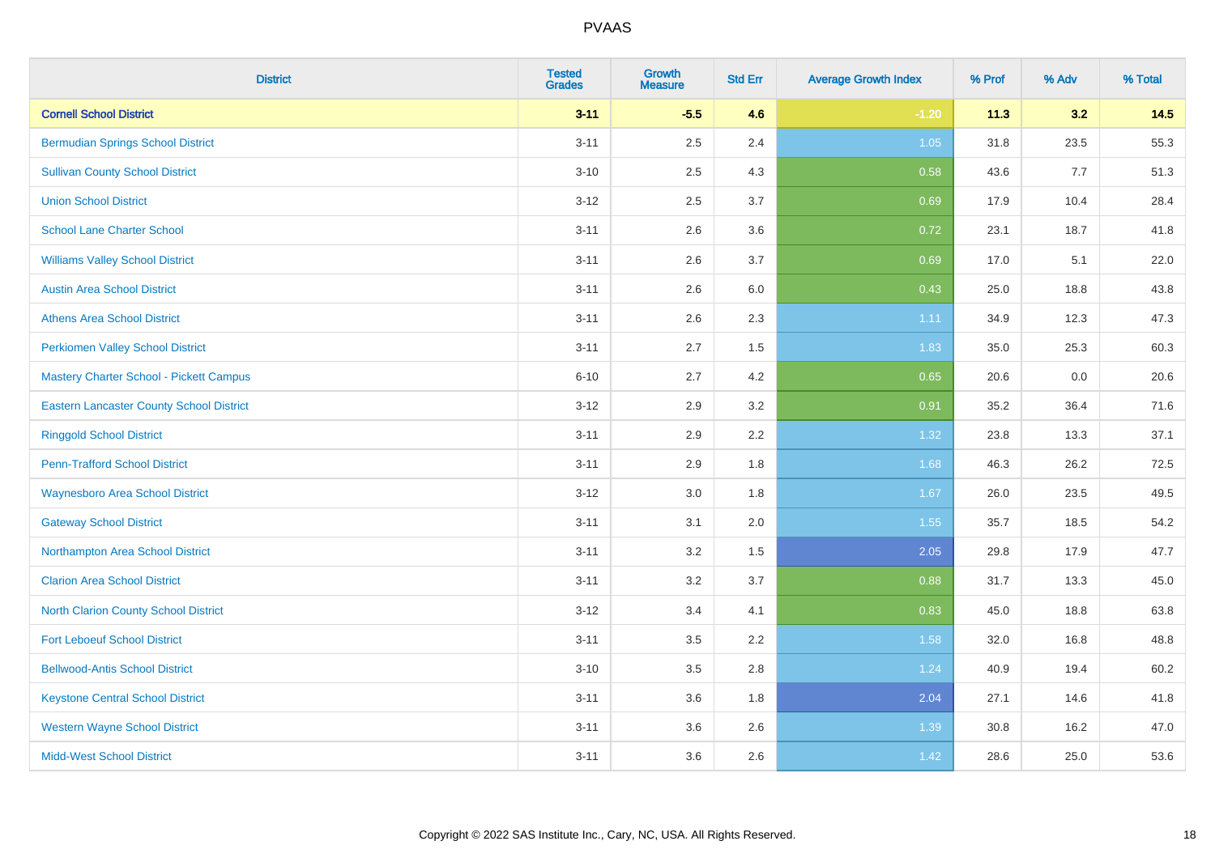| District | Tested Grades | Growth Measure | Std Err | Average Growth Index | % Prof | % Adv | % Total |
|---|---|---|---|---|---|---|---|
| **Cornell School District** | **3-11** | **-5.5** | **4.6** | **-1.20** | **11.3** | **3.2** | **14.5** |
| Bermudian Springs School District | 3-11 | 2.5 | 2.4 | 1.05 | 31.8 | 23.5 | 55.3 |
| Sullivan County School District | 3-10 | 2.5 | 4.3 | 0.58 | 43.6 | 7.7 | 51.3 |
| Union School District | 3-12 | 2.5 | 3.7 | 0.69 | 17.9 | 10.4 | 28.4 |
| School Lane Charter School | 3-11 | 2.6 | 3.6 | 0.72 | 23.1 | 18.7 | 41.8 |
| Williams Valley School District | 3-11 | 2.6 | 3.7 | 0.69 | 17.0 | 5.1 | 22.0 |
| Austin Area School District | 3-11 | 2.6 | 6.0 | 0.43 | 25.0 | 18.8 | 43.8 |
| Athens Area School District | 3-11 | 2.6 | 2.3 | 1.11 | 34.9 | 12.3 | 47.3 |
| Perkiomen Valley School District | 3-11 | 2.7 | 1.5 | 1.83 | 35.0 | 25.3 | 60.3 |
| Mastery Charter School - Pickett Campus | 6-10 | 2.7 | 4.2 | 0.65 | 20.6 | 0.0 | 20.6 |
| Eastern Lancaster County School District | 3-12 | 2.9 | 3.2 | 0.91 | 35.2 | 36.4 | 71.6 |
| Ringgold School District | 3-11 | 2.9 | 2.2 | 1.32 | 23.8 | 13.3 | 37.1 |
| Penn-Trafford School District | 3-11 | 2.9 | 1.8 | 1.68 | 46.3 | 26.2 | 72.5 |
| Waynesboro Area School District | 3-12 | 3.0 | 1.8 | 1.67 | 26.0 | 23.5 | 49.5 |
| Gateway School District | 3-11 | 3.1 | 2.0 | 1.55 | 35.7 | 18.5 | 54.2 |
| Northampton Area School District | 3-11 | 3.2 | 1.5 | 2.05 | 29.8 | 17.9 | 47.7 |
| Clarion Area School District | 3-11 | 3.2 | 3.7 | 0.88 | 31.7 | 13.3 | 45.0 |
| North Clarion County School District | 3-12 | 3.4 | 4.1 | 0.83 | 45.0 | 18.8 | 63.8 |
| Fort Leboeuf School District | 3-11 | 3.5 | 2.2 | 1.58 | 32.0 | 16.8 | 48.8 |
| Bellwood-Antis School District | 3-10 | 3.5 | 2.8 | 1.24 | 40.9 | 19.4 | 60.2 |
| Keystone Central School District | 3-11 | 3.6 | 1.8 | 2.04 | 27.1 | 14.6 | 41.8 |
| Western Wayne School District | 3-11 | 3.6 | 2.6 | 1.39 | 30.8 | 16.2 | 47.0 |
| Midd-West School District | 3-11 | 3.6 | 2.6 | 1.42 | 28.6 | 25.0 | 53.6 |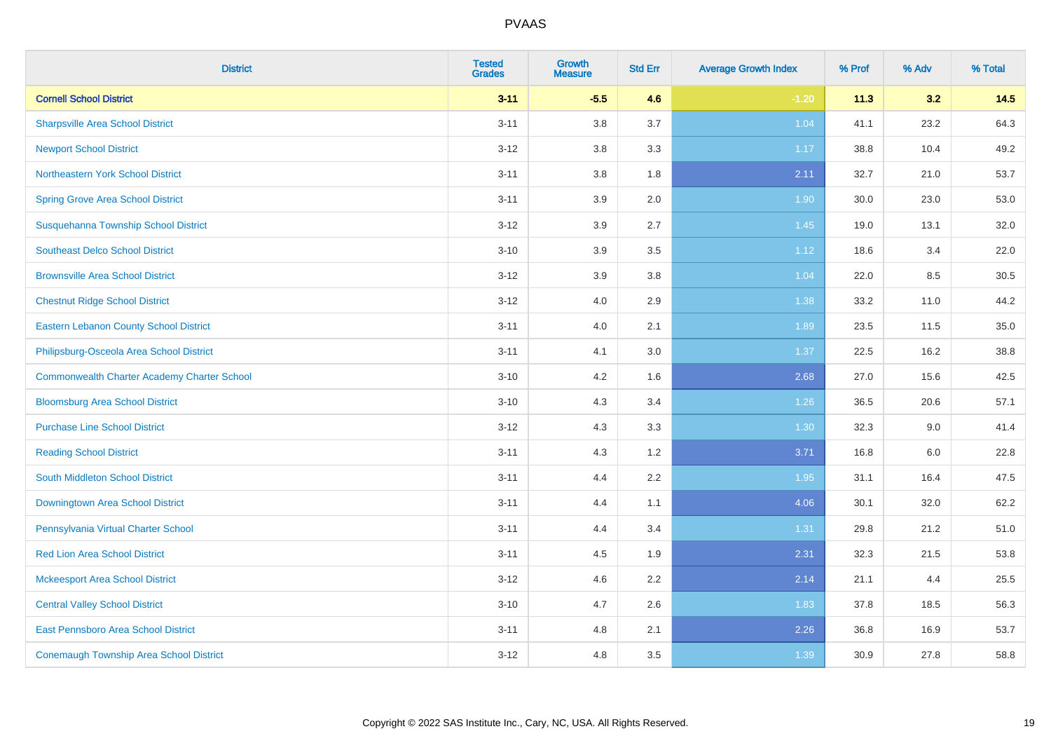# PVAAS

| District | Tested Grades | Growth Measure | Std Err | Average Growth Index | % Prof | % Adv | % Total |
|---|---|---|---|---|---|---|---|
| **Cornell School District** | **3-11** | **-5.5** | **4.6** | **-1.20** | **11.3** | **3.2** | **14.5** |
| Sharpsville Area School District | 3-11 | 3.8 | 3.7 | 1.04 | 41.1 | 23.2 | 64.3 |
| Newport School District | 3-12 | 3.8 | 3.3 | 1.17 | 38.8 | 10.4 | 49.2 |
| Northeastern York School District | 3-11 | 3.8 | 1.8 | 2.11 | 32.7 | 21.0 | 53.7 |
| Spring Grove Area School District | 3-11 | 3.9 | 2.0 | 1.90 | 30.0 | 23.0 | 53.0 |
| Susquehanna Township School District | 3-12 | 3.9 | 2.7 | 1.45 | 19.0 | 13.1 | 32.0 |
| Southeast Delco School District | 3-10 | 3.9 | 3.5 | 1.12 | 18.6 | 3.4 | 22.0 |
| Brownsville Area School District | 3-12 | 3.9 | 3.8 | 1.04 | 22.0 | 8.5 | 30.5 |
| Chestnut Ridge School District | 3-12 | 4.0 | 2.9 | 1.38 | 33.2 | 11.0 | 44.2 |
| Eastern Lebanon County School District | 3-11 | 4.0 | 2.1 | 1.89 | 23.5 | 11.5 | 35.0 |
| Philipsburg-Osceola Area School District | 3-11 | 4.1 | 3.0 | 1.37 | 22.5 | 16.2 | 38.8 |
| Commonwealth Charter Academy Charter School | 3-10 | 4.2 | 1.6 | 2.68 | 27.0 | 15.6 | 42.5 |
| Bloomsburg Area School District | 3-10 | 4.3 | 3.4 | 1.26 | 36.5 | 20.6 | 57.1 |
| Purchase Line School District | 3-12 | 4.3 | 3.3 | 1.30 | 32.3 | 9.0 | 41.4 |
| Reading School District | 3-11 | 4.3 | 1.2 | 3.71 | 16.8 | 6.0 | 22.8 |
| South Middleton School District | 3-11 | 4.4 | 2.2 | 1.95 | 31.1 | 16.4 | 47.5 |
| Downingtown Area School District | 3-11 | 4.4 | 1.1 | 4.06 | 30.1 | 32.0 | 62.2 |
| Pennsylvania Virtual Charter School | 3-11 | 4.4 | 3.4 | 1.31 | 29.8 | 21.2 | 51.0 |
| Red Lion Area School District | 3-11 | 4.5 | 1.9 | 2.31 | 32.3 | 21.5 | 53.8 |
| Mckeesport Area School District | 3-12 | 4.6 | 2.2 | 2.14 | 21.1 | 4.4 | 25.5 |
| Central Valley School District | 3-10 | 4.7 | 2.6 | 1.83 | 37.8 | 18.5 | 56.3 |
| East Pennsboro Area School District | 3-11 | 4.8 | 2.1 | 2.26 | 36.8 | 16.9 | 53.7 |
| Conemaugh Township Area School District | 3-12 | 4.8 | 3.5 | 1.39 | 30.9 | 27.8 | 58.8 |

Copyright © 2022 SAS Institute Inc., Cary, NC, USA. All Rights Reserved.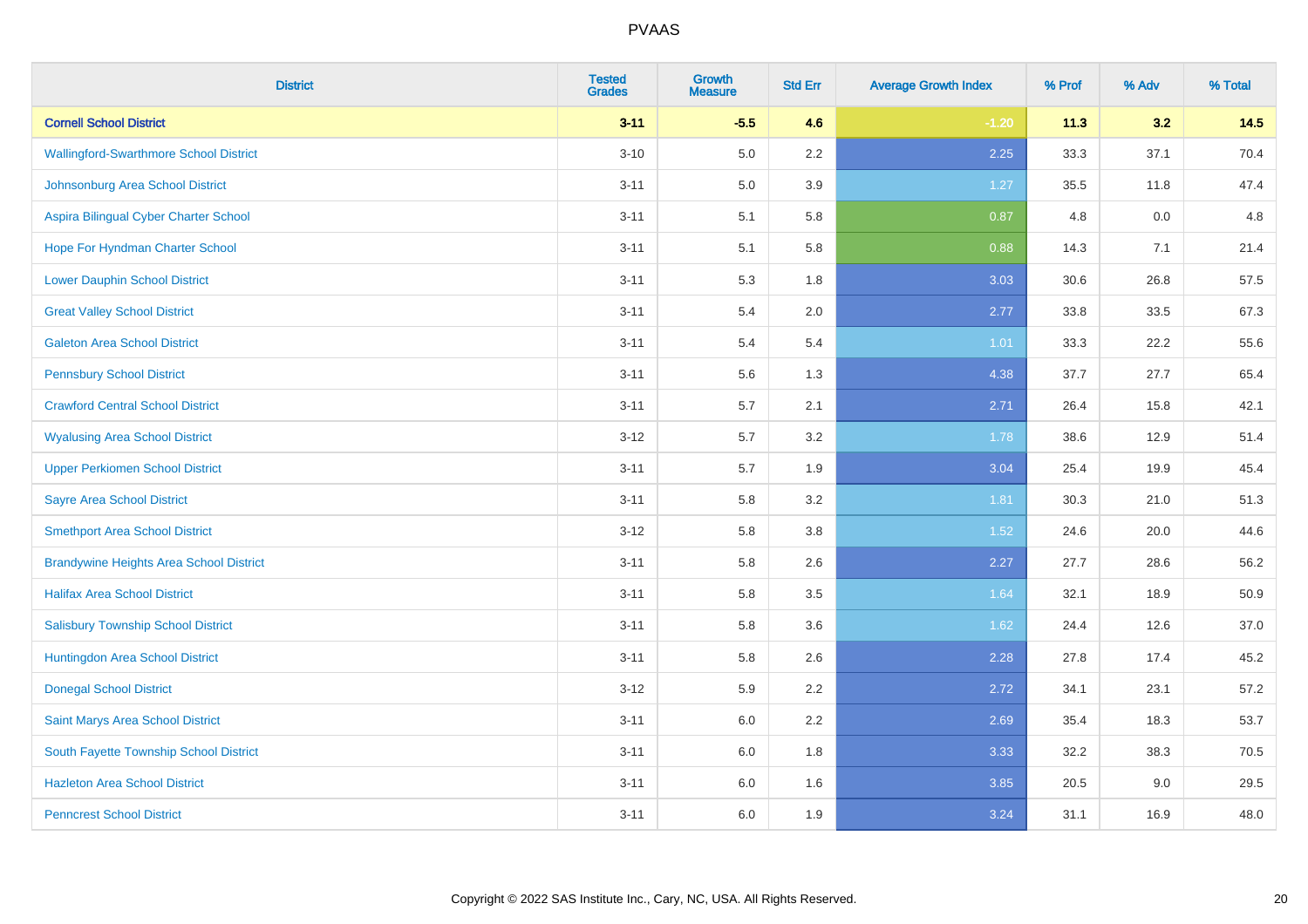# PVAAS

| District | Tested Grades | Growth Measure | Std Err | Average Growth Index | % Prof | % Adv | % Total |
|---|---|---|---|---|---|---|---|
| **Cornell School District** | **3-11** | **-5.5** | **4.6** | **-1.20** | **11.3** | **3.2** | **14.5** |
| Wallingford-Swarthmore School District | 3-10 | 5.0 | 2.2 | 2.25 | 33.3 | 37.1 | 70.4 |
| Johnsonburg Area School District | 3-11 | 5.0 | 3.9 | 1.27 | 35.5 | 11.8 | 47.4 |
| Aspira Bilingual Cyber Charter School | 3-11 | 5.1 | 5.8 | 0.87 | 4.8 | 0.0 | 4.8 |
| Hope For Hyndman Charter School | 3-11 | 5.1 | 5.8 | 0.88 | 14.3 | 7.1 | 21.4 |
| Lower Dauphin School District | 3-11 | 5.3 | 1.8 | 3.03 | 30.6 | 26.8 | 57.5 |
| Great Valley School District | 3-11 | 5.4 | 2.0 | 2.77 | 33.8 | 33.5 | 67.3 |
| Galeton Area School District | 3-11 | 5.4 | 5.4 | 1.01 | 33.3 | 22.2 | 55.6 |
| Pennsbury School District | 3-11 | 5.6 | 1.3 | 4.38 | 37.7 | 27.7 | 65.4 |
| Crawford Central School District | 3-11 | 5.7 | 2.1 | 2.71 | 26.4 | 15.8 | 42.1 |
| Wyalusing Area School District | 3-12 | 5.7 | 3.2 | 1.78 | 38.6 | 12.9 | 51.4 |
| Upper Perkiomen School District | 3-11 | 5.7 | 1.9 | 3.04 | 25.4 | 19.9 | 45.4 |
| Sayre Area School District | 3-11 | 5.8 | 3.2 | 1.81 | 30.3 | 21.0 | 51.3 |
| Smethport Area School District | 3-12 | 5.8 | 3.8 | 1.52 | 24.6 | 20.0 | 44.6 |
| Brandywine Heights Area School District | 3-11 | 5.8 | 2.6 | 2.27 | 27.7 | 28.6 | 56.2 |
| Halifax Area School District | 3-11 | 5.8 | 3.5 | 1.64 | 32.1 | 18.9 | 50.9 |
| Salisbury Township School District | 3-11 | 5.8 | 3.6 | 1.62 | 24.4 | 12.6 | 37.0 |
| Huntingdon Area School District | 3-11 | 5.8 | 2.6 | 2.28 | 27.8 | 17.4 | 45.2 |
| Donegal School District | 3-12 | 5.9 | 2.2 | 2.72 | 34.1 | 23.1 | 57.2 |
| Saint Marys Area School District | 3-11 | 6.0 | 2.2 | 2.69 | 35.4 | 18.3 | 53.7 |
| South Fayette Township School District | 3-11 | 6.0 | 1.8 | 3.33 | 32.2 | 38.3 | 70.5 |
| Hazleton Area School District | 3-11 | 6.0 | 1.6 | 3.85 | 20.5 | 9.0 | 29.5 |
| Penncrest School District | 3-11 | 6.0 | 1.9 | 3.24 | 31.1 | 16.9 | 48.0 |

Copyright © 2022 SAS Institute Inc., Cary, NC, USA. All Rights Reserved.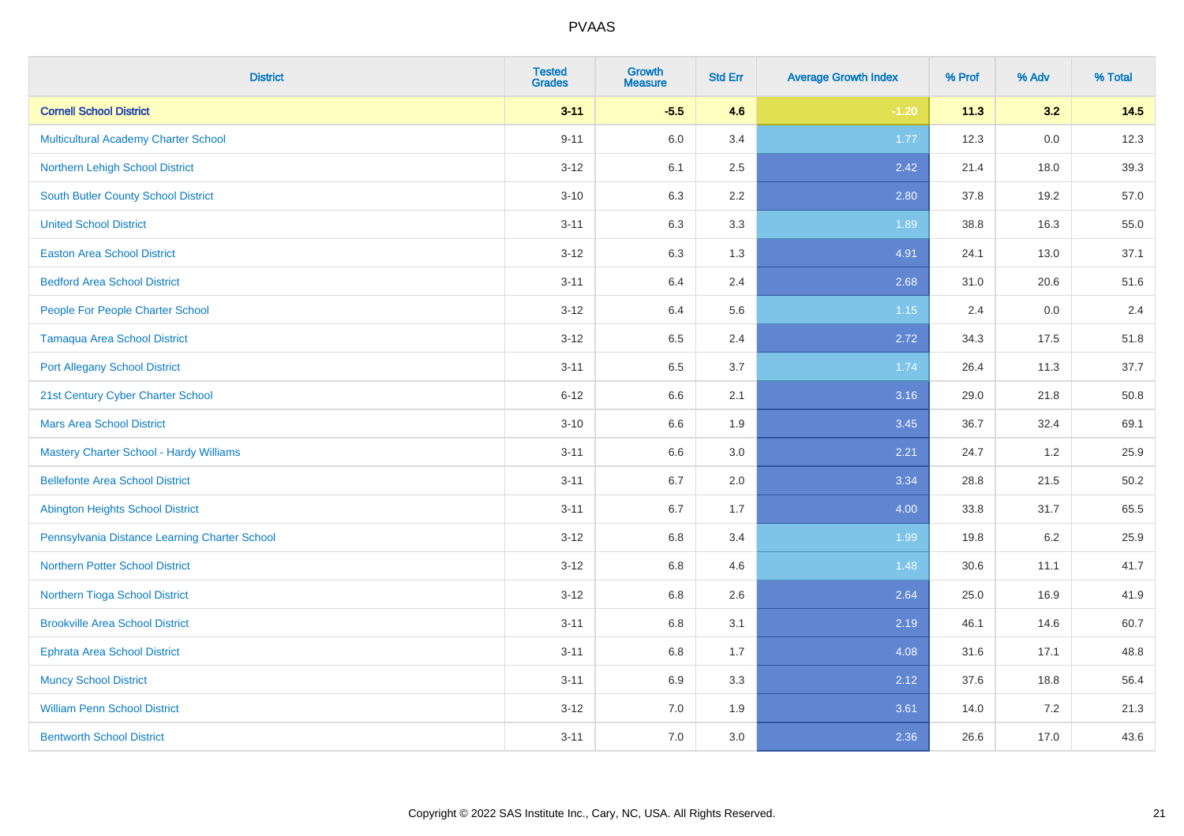| District | Tested Grades | Growth Measure | Std Err | Average Growth Index | % Prof | % Adv | % Total |
|---|---|---|---|---|---|---|---|
| **Cornell School District** | **3-11** | **-5.5** | **4.6** | **-1.20** | **11.3** | **3.2** | **14.5** |
| Multicultural Academy Charter School | 9-11 | 6.0 | 3.4 | 1.77 | 12.3 | 0.0 | 12.3 |
| Northern Lehigh School District | 3-12 | 6.1 | 2.5 | 2.42 | 21.4 | 18.0 | 39.3 |
| South Butler County School District | 3-10 | 6.3 | 2.2 | 2.80 | 37.8 | 19.2 | 57.0 |
| United School District | 3-11 | 6.3 | 3.3 | 1.89 | 38.8 | 16.3 | 55.0 |
| Easton Area School District | 3-12 | 6.3 | 1.3 | 4.91 | 24.1 | 13.0 | 37.1 |
| Bedford Area School District | 3-11 | 6.4 | 2.4 | 2.68 | 31.0 | 20.6 | 51.6 |
| People For People Charter School | 3-12 | 6.4 | 5.6 | 1.15 | 2.4 | 0.0 | 2.4 |
| Tamaqua Area School District | 3-12 | 6.5 | 2.4 | 2.72 | 34.3 | 17.5 | 51.8 |
| Port Allegany School District | 3-11 | 6.5 | 3.7 | 1.74 | 26.4 | 11.3 | 37.7 |
| 21st Century Cyber Charter School | 6-12 | 6.6 | 2.1 | 3.16 | 29.0 | 21.8 | 50.8 |
| Mars Area School District | 3-10 | 6.6 | 1.9 | 3.45 | 36.7 | 32.4 | 69.1 |
| Mastery Charter School - Hardy Williams | 3-11 | 6.6 | 3.0 | 2.21 | 24.7 | 1.2 | 25.9 |
| Bellefonte Area School District | 3-11 | 6.7 | 2.0 | 3.34 | 28.8 | 21.5 | 50.2 |
| Abington Heights School District | 3-11 | 6.7 | 1.7 | 4.00 | 33.8 | 31.7 | 65.5 |
| Pennsylvania Distance Learning Charter School | 3-12 | 6.8 | 3.4 | 1.99 | 19.8 | 6.2 | 25.9 |
| Northern Potter School District | 3-12 | 6.8 | 4.6 | 1.48 | 30.6 | 11.1 | 41.7 |
| Northern Tioga School District | 3-12 | 6.8 | 2.6 | 2.64 | 25.0 | 16.9 | 41.9 |
| Brookville Area School District | 3-11 | 6.8 | 3.1 | 2.19 | 46.1 | 14.6 | 60.7 |
| Ephrata Area School District | 3-11 | 6.8 | 1.7 | 4.08 | 31.6 | 17.1 | 48.8 |
| Muncy School District | 3-11 | 6.9 | 3.3 | 2.12 | 37.6 | 18.8 | 56.4 |
| William Penn School District | 3-12 | 7.0 | 1.9 | 3.61 | 14.0 | 7.2 | 21.3 |
| Bentworth School District | 3-11 | 7.0 | 3.0 | 2.36 | 26.6 | 17.0 | 43.6 |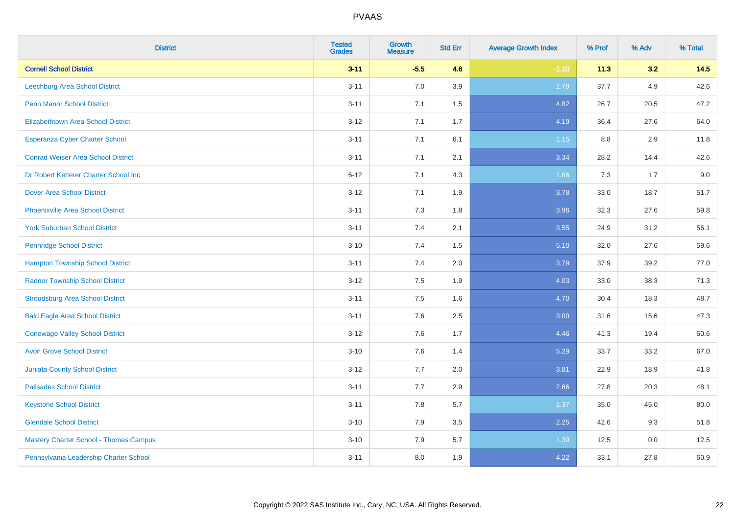# PVAAS

| District | Tested Grades | Growth Measure | Std Err | Average Growth Index | % Prof | % Adv | % Total |
|---|---|---|---|---|---|---|---|
| **Cornell School District** | **3-11** | **-5.5** | **4.6** | **-1.20** | **11.3** | **3.2** | **14.5** |
| Leechburg Area School District | 3-11 | 7.0 | 3.9 | 1.79 | 37.7 | 4.9 | 42.6 |
| Penn Manor School District | 3-11 | 7.1 | 1.5 | 4.82 | 26.7 | 20.5 | 47.2 |
| Elizabethtown Area School District | 3-12 | 7.1 | 1.7 | 4.19 | 36.4 | 27.6 | 64.0 |
| Esperanza Cyber Charter School | 3-11 | 7.1 | 6.1 | 1.15 | 8.8 | 2.9 | 11.8 |
| Conrad Weiser Area School District | 3-11 | 7.1 | 2.1 | 3.34 | 28.2 | 14.4 | 42.6 |
| Dr Robert Ketterer Charter School Inc | 6-12 | 7.1 | 4.3 | 1.66 | 7.3 | 1.7 | 9.0 |
| Dover Area School District | 3-12 | 7.1 | 1.9 | 3.78 | 33.0 | 18.7 | 51.7 |
| Phoenixville Area School District | 3-11 | 7.3 | 1.8 | 3.96 | 32.3 | 27.6 | 59.8 |
| York Suburban School District | 3-11 | 7.4 | 2.1 | 3.55 | 24.9 | 31.2 | 56.1 |
| Pennridge School District | 3-10 | 7.4 | 1.5 | 5.10 | 32.0 | 27.6 | 59.6 |
| Hampton Township School District | 3-11 | 7.4 | 2.0 | 3.79 | 37.9 | 39.2 | 77.0 |
| Radnor Township School District | 3-12 | 7.5 | 1.9 | 4.03 | 33.0 | 38.3 | 71.3 |
| Stroudsburg Area School District | 3-11 | 7.5 | 1.6 | 4.70 | 30.4 | 18.3 | 48.7 |
| Bald Eagle Area School District | 3-11 | 7.6 | 2.5 | 3.00 | 31.6 | 15.6 | 47.3 |
| Conewago Valley School District | 3-12 | 7.6 | 1.7 | 4.46 | 41.3 | 19.4 | 60.6 |
| Avon Grove School District | 3-10 | 7.6 | 1.4 | 5.29 | 33.7 | 33.2 | 67.0 |
| Juniata County School District | 3-12 | 7.7 | 2.0 | 3.81 | 22.9 | 18.9 | 41.8 |
| Palisades School District | 3-11 | 7.7 | 2.9 | 2.66 | 27.8 | 20.3 | 48.1 |
| Keystone School District | 3-11 | 7.8 | 5.7 | 1.37 | 35.0 | 45.0 | 80.0 |
| Glendale School District | 3-10 | 7.9 | 3.5 | 2.25 | 42.6 | 9.3 | 51.8 |
| Mastery Charter School - Thomas Campus | 3-10 | 7.9 | 5.7 | 1.39 | 12.5 | 0.0 | 12.5 |
| Pennsylvania Leadership Charter School | 3-11 | 8.0 | 1.9 | 4.22 | 33.1 | 27.8 | 60.9 |

Copyright © 2022 SAS Institute Inc., Cary, NC, USA. All Rights Reserved.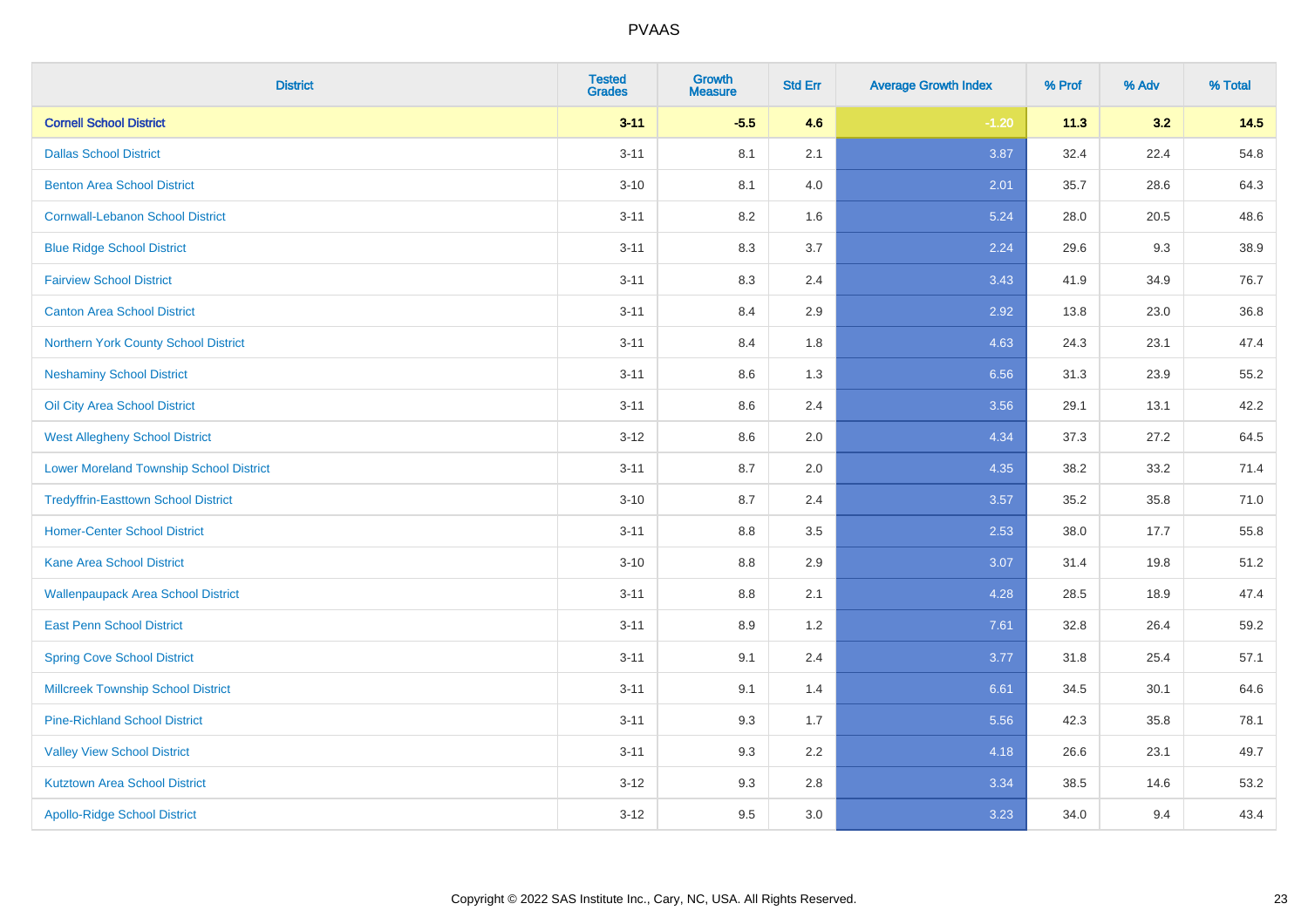| District | Tested Grades | Growth Measure | Std Err | Average Growth Index | % Prof | % Adv | % Total |
|---|---|---|---|---|---|---|---|
| **Cornell School District** | **3-11** | **-5.5** | **4.6** | **-1.20** | **11.3** | **3.2** | **14.5** |
| Dallas School District | 3-11 | 8.1 | 2.1 | 3.87 | 32.4 | 22.4 | 54.8 |
| Benton Area School District | 3-10 | 8.1 | 4.0 | 2.01 | 35.7 | 28.6 | 64.3 |
| Cornwall-Lebanon School District | 3-11 | 8.2 | 1.6 | 5.24 | 28.0 | 20.5 | 48.6 |
| Blue Ridge School District | 3-11 | 8.3 | 3.7 | 2.24 | 29.6 | 9.3 | 38.9 |
| Fairview School District | 3-11 | 8.3 | 2.4 | 3.43 | 41.9 | 34.9 | 76.7 |
| Canton Area School District | 3-11 | 8.4 | 2.9 | 2.92 | 13.8 | 23.0 | 36.8 |
| Northern York County School District | 3-11 | 8.4 | 1.8 | 4.63 | 24.3 | 23.1 | 47.4 |
| Neshaminy School District | 3-11 | 8.6 | 1.3 | 6.56 | 31.3 | 23.9 | 55.2 |
| Oil City Area School District | 3-11 | 8.6 | 2.4 | 3.56 | 29.1 | 13.1 | 42.2 |
| West Allegheny School District | 3-12 | 8.6 | 2.0 | 4.34 | 37.3 | 27.2 | 64.5 |
| Lower Moreland Township School District | 3-11 | 8.7 | 2.0 | 4.35 | 38.2 | 33.2 | 71.4 |
| Tredyffrin-Easttown School District | 3-10 | 8.7 | 2.4 | 3.57 | 35.2 | 35.8 | 71.0 |
| Homer-Center School District | 3-11 | 8.8 | 3.5 | 2.53 | 38.0 | 17.7 | 55.8 |
| Kane Area School District | 3-10 | 8.8 | 2.9 | 3.07 | 31.4 | 19.8 | 51.2 |
| Wallenpaupack Area School District | 3-11 | 8.8 | 2.1 | 4.28 | 28.5 | 18.9 | 47.4 |
| East Penn School District | 3-11 | 8.9 | 1.2 | 7.61 | 32.8 | 26.4 | 59.2 |
| Spring Cove School District | 3-11 | 9.1 | 2.4 | 3.77 | 31.8 | 25.4 | 57.1 |
| Millcreek Township School District | 3-11 | 9.1 | 1.4 | 6.61 | 34.5 | 30.1 | 64.6 |
| Pine-Richland School District | 3-11 | 9.3 | 1.7 | 5.56 | 42.3 | 35.8 | 78.1 |
| Valley View School District | 3-11 | 9.3 | 2.2 | 4.18 | 26.6 | 23.1 | 49.7 |
| Kutztown Area School District | 3-12 | 9.3 | 2.8 | 3.34 | 38.5 | 14.6 | 53.2 |
| Apollo-Ridge School District | 3-12 | 9.5 | 3.0 | 3.23 | 34.0 | 9.4 | 43.4 |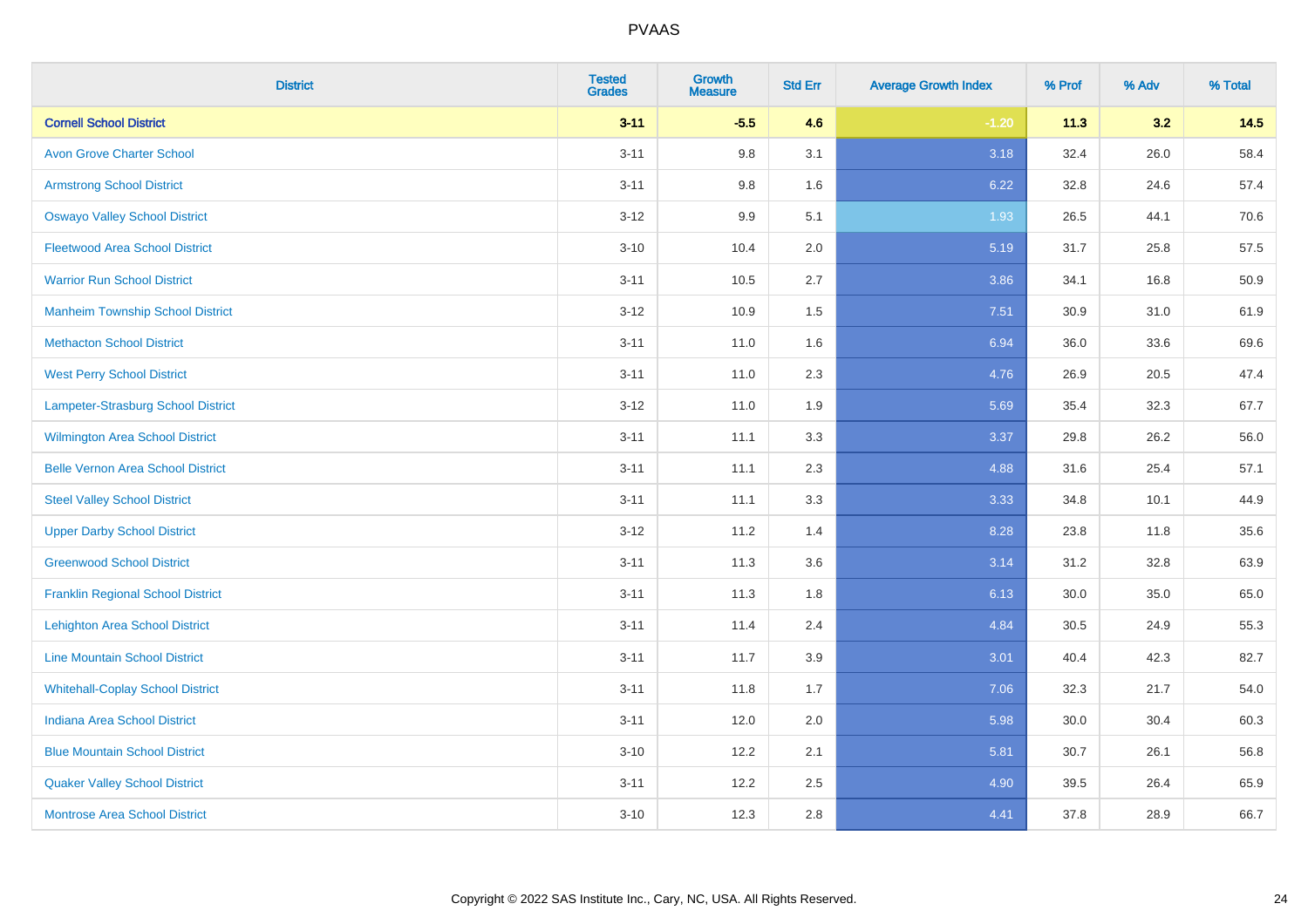| District | Tested Grades | Growth Measure | Std Err | Average Growth Index | % Prof | % Adv | % Total |
|---|---|---|---|---|---|---|---|
| **Cornell School District** | **3-11** | **-5.5** | **4.6** | **-1.20** | **11.3** | **3.2** | **14.5** |
| Avon Grove Charter School | 3-11 | 9.8 | 3.1 | 3.18 | 32.4 | 26.0 | 58.4 |
| Armstrong School District | 3-11 | 9.8 | 1.6 | 6.22 | 32.8 | 24.6 | 57.4 |
| Oswayo Valley School District | 3-12 | 9.9 | 5.1 | 1.93 | 26.5 | 44.1 | 70.6 |
| Fleetwood Area School District | 3-10 | 10.4 | 2.0 | 5.19 | 31.7 | 25.8 | 57.5 |
| Warrior Run School District | 3-11 | 10.5 | 2.7 | 3.86 | 34.1 | 16.8 | 50.9 |
| Manheim Township School District | 3-12 | 10.9 | 1.5 | 7.51 | 30.9 | 31.0 | 61.9 |
| Methacton School District | 3-11 | 11.0 | 1.6 | 6.94 | 36.0 | 33.6 | 69.6 |
| West Perry School District | 3-11 | 11.0 | 2.3 | 4.76 | 26.9 | 20.5 | 47.4 |
| Lampeter-Strasburg School District | 3-12 | 11.0 | 1.9 | 5.69 | 35.4 | 32.3 | 67.7 |
| Wilmington Area School District | 3-11 | 11.1 | 3.3 | 3.37 | 29.8 | 26.2 | 56.0 |
| Belle Vernon Area School District | 3-11 | 11.1 | 2.3 | 4.88 | 31.6 | 25.4 | 57.1 |
| Steel Valley School District | 3-11 | 11.1 | 3.3 | 3.33 | 34.8 | 10.1 | 44.9 |
| Upper Darby School District | 3-12 | 11.2 | 1.4 | 8.28 | 23.8 | 11.8 | 35.6 |
| Greenwood School District | 3-11 | 11.3 | 3.6 | 3.14 | 31.2 | 32.8 | 63.9 |
| Franklin Regional School District | 3-11 | 11.3 | 1.8 | 6.13 | 30.0 | 35.0 | 65.0 |
| Lehighton Area School District | 3-11 | 11.4 | 2.4 | 4.84 | 30.5 | 24.9 | 55.3 |
| Line Mountain School District | 3-11 | 11.7 | 3.9 | 3.01 | 40.4 | 42.3 | 82.7 |
| Whitehall-Coplay School District | 3-11 | 11.8 | 1.7 | 7.06 | 32.3 | 21.7 | 54.0 |
| Indiana Area School District | 3-11 | 12.0 | 2.0 | 5.98 | 30.0 | 30.4 | 60.3 |
| Blue Mountain School District | 3-10 | 12.2 | 2.1 | 5.81 | 30.7 | 26.1 | 56.8 |
| Quaker Valley School District | 3-11 | 12.2 | 2.5 | 4.90 | 39.5 | 26.4 | 65.9 |
| Montrose Area School District | 3-10 | 12.3 | 2.8 | 4.41 | 37.8 | 28.9 | 66.7 |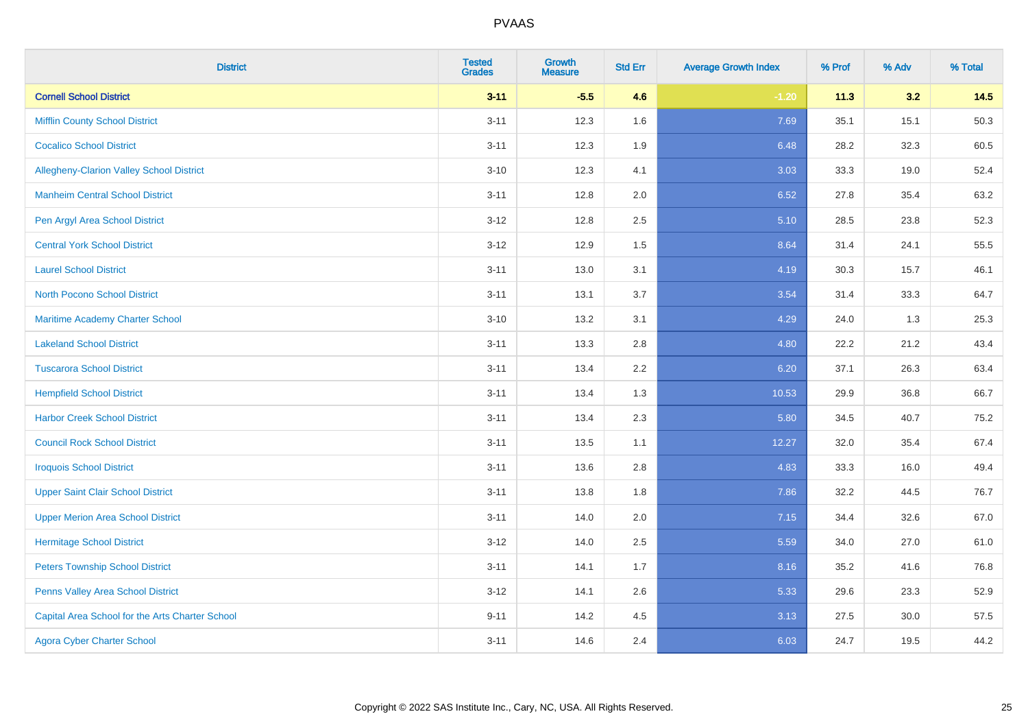# PVAAS

| District | Tested Grades | Growth Measure | Std Err | Average Growth Index | % Prof | % Adv | % Total |
|---|---|---|---|---|---|---|---|
| **Cornell School District** | **3-11** | **-5.5** | **4.6** | **-1.20** | **11.3** | **3.2** | **14.5** |
| Mifflin County School District | 3-11 | 12.3 | 1.6 | 7.69 | 35.1 | 15.1 | 50.3 |
| Cocalico School District | 3-11 | 12.3 | 1.9 | 6.48 | 28.2 | 32.3 | 60.5 |
| Allegheny-Clarion Valley School District | 3-10 | 12.3 | 4.1 | 3.03 | 33.3 | 19.0 | 52.4 |
| Manheim Central School District | 3-11 | 12.8 | 2.0 | 6.52 | 27.8 | 35.4 | 63.2 |
| Pen Argyl Area School District | 3-12 | 12.8 | 2.5 | 5.10 | 28.5 | 23.8 | 52.3 |
| Central York School District | 3-12 | 12.9 | 1.5 | 8.64 | 31.4 | 24.1 | 55.5 |
| Laurel School District | 3-11 | 13.0 | 3.1 | 4.19 | 30.3 | 15.7 | 46.1 |
| North Pocono School District | 3-11 | 13.1 | 3.7 | 3.54 | 31.4 | 33.3 | 64.7 |
| Maritime Academy Charter School | 3-10 | 13.2 | 3.1 | 4.29 | 24.0 | 1.3 | 25.3 |
| Lakeland School District | 3-11 | 13.3 | 2.8 | 4.80 | 22.2 | 21.2 | 43.4 |
| Tuscarora School District | 3-11 | 13.4 | 2.2 | 6.20 | 37.1 | 26.3 | 63.4 |
| Hempfield School District | 3-11 | 13.4 | 1.3 | 10.53 | 29.9 | 36.8 | 66.7 |
| Harbor Creek School District | 3-11 | 13.4 | 2.3 | 5.80 | 34.5 | 40.7 | 75.2 |
| Council Rock School District | 3-11 | 13.5 | 1.1 | 12.27 | 32.0 | 35.4 | 67.4 |
| Iroquois School District | 3-11 | 13.6 | 2.8 | 4.83 | 33.3 | 16.0 | 49.4 |
| Upper Saint Clair School District | 3-11 | 13.8 | 1.8 | 7.86 | 32.2 | 44.5 | 76.7 |
| Upper Merion Area School District | 3-11 | 14.0 | 2.0 | 7.15 | 34.4 | 32.6 | 67.0 |
| Hermitage School District | 3-12 | 14.0 | 2.5 | 5.59 | 34.0 | 27.0 | 61.0 |
| Peters Township School District | 3-11 | 14.1 | 1.7 | 8.16 | 35.2 | 41.6 | 76.8 |
| Penns Valley Area School District | 3-12 | 14.1 | 2.6 | 5.33 | 29.6 | 23.3 | 52.9 |
| Capital Area School for the Arts Charter School | 9-11 | 14.2 | 4.5 | 3.13 | 27.5 | 30.0 | 57.5 |
| Agora Cyber Charter School | 3-11 | 14.6 | 2.4 | 6.03 | 24.7 | 19.5 | 44.2 |

Copyright © 2022 SAS Institute Inc., Cary, NC, USA. All Rights Reserved.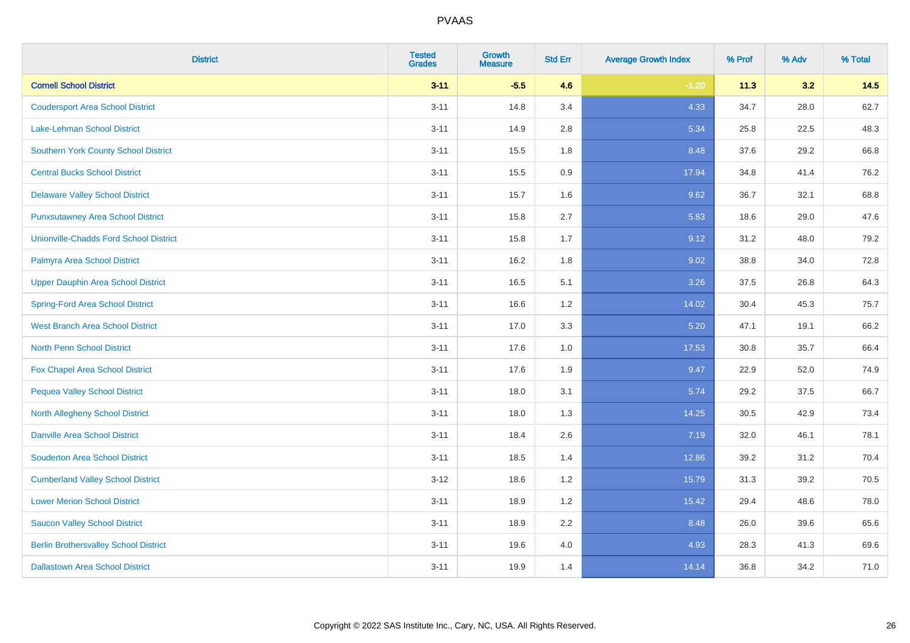| District | Tested Grades | Growth Measure | Std Err | Average Growth Index | % Prof | % Adv | % Total |
|---|---|---|---|---|---|---|---|
| **Cornell School District** | **3-11** | **-5.5** | **4.6** | **-1.20** | **11.3** | **3.2** | **14.5** |
| Coudersport Area School District | 3-11 | 14.8 | 3.4 | 4.33 | 34.7 | 28.0 | 62.7 |
| Lake-Lehman School District | 3-11 | 14.9 | 2.8 | 5.34 | 25.8 | 22.5 | 48.3 |
| Southern York County School District | 3-11 | 15.5 | 1.8 | 8.48 | 37.6 | 29.2 | 66.8 |
| Central Bucks School District | 3-11 | 15.5 | 0.9 | 17.94 | 34.8 | 41.4 | 76.2 |
| Delaware Valley School District | 3-11 | 15.7 | 1.6 | 9.62 | 36.7 | 32.1 | 68.8 |
| Punxsutawney Area School District | 3-11 | 15.8 | 2.7 | 5.83 | 18.6 | 29.0 | 47.6 |
| Unionville-Chadds Ford School District | 3-11 | 15.8 | 1.7 | 9.12 | 31.2 | 48.0 | 79.2 |
| Palmyra Area School District | 3-11 | 16.2 | 1.8 | 9.02 | 38.8 | 34.0 | 72.8 |
| Upper Dauphin Area School District | 3-11 | 16.5 | 5.1 | 3.26 | 37.5 | 26.8 | 64.3 |
| Spring-Ford Area School District | 3-11 | 16.6 | 1.2 | 14.02 | 30.4 | 45.3 | 75.7 |
| West Branch Area School District | 3-11 | 17.0 | 3.3 | 5.20 | 47.1 | 19.1 | 66.2 |
| North Penn School District | 3-11 | 17.6 | 1.0 | 17.53 | 30.8 | 35.7 | 66.4 |
| Fox Chapel Area School District | 3-11 | 17.6 | 1.9 | 9.47 | 22.9 | 52.0 | 74.9 |
| Pequea Valley School District | 3-11 | 18.0 | 3.1 | 5.74 | 29.2 | 37.5 | 66.7 |
| North Allegheny School District | 3-11 | 18.0 | 1.3 | 14.25 | 30.5 | 42.9 | 73.4 |
| Danville Area School District | 3-11 | 18.4 | 2.6 | 7.19 | 32.0 | 46.1 | 78.1 |
| Souderton Area School District | 3-11 | 18.5 | 1.4 | 12.86 | 39.2 | 31.2 | 70.4 |
| Cumberland Valley School District | 3-12 | 18.6 | 1.2 | 15.79 | 31.3 | 39.2 | 70.5 |
| Lower Merion School District | 3-11 | 18.9 | 1.2 | 15.42 | 29.4 | 48.6 | 78.0 |
| Saucon Valley School District | 3-11 | 18.9 | 2.2 | 8.48 | 26.0 | 39.6 | 65.6 |
| Berlin Brothersvalley School District | 3-11 | 19.6 | 4.0 | 4.93 | 28.3 | 41.3 | 69.6 |
| Dallastown Area School District | 3-11 | 19.9 | 1.4 | 14.14 | 36.8 | 34.2 | 71.0 |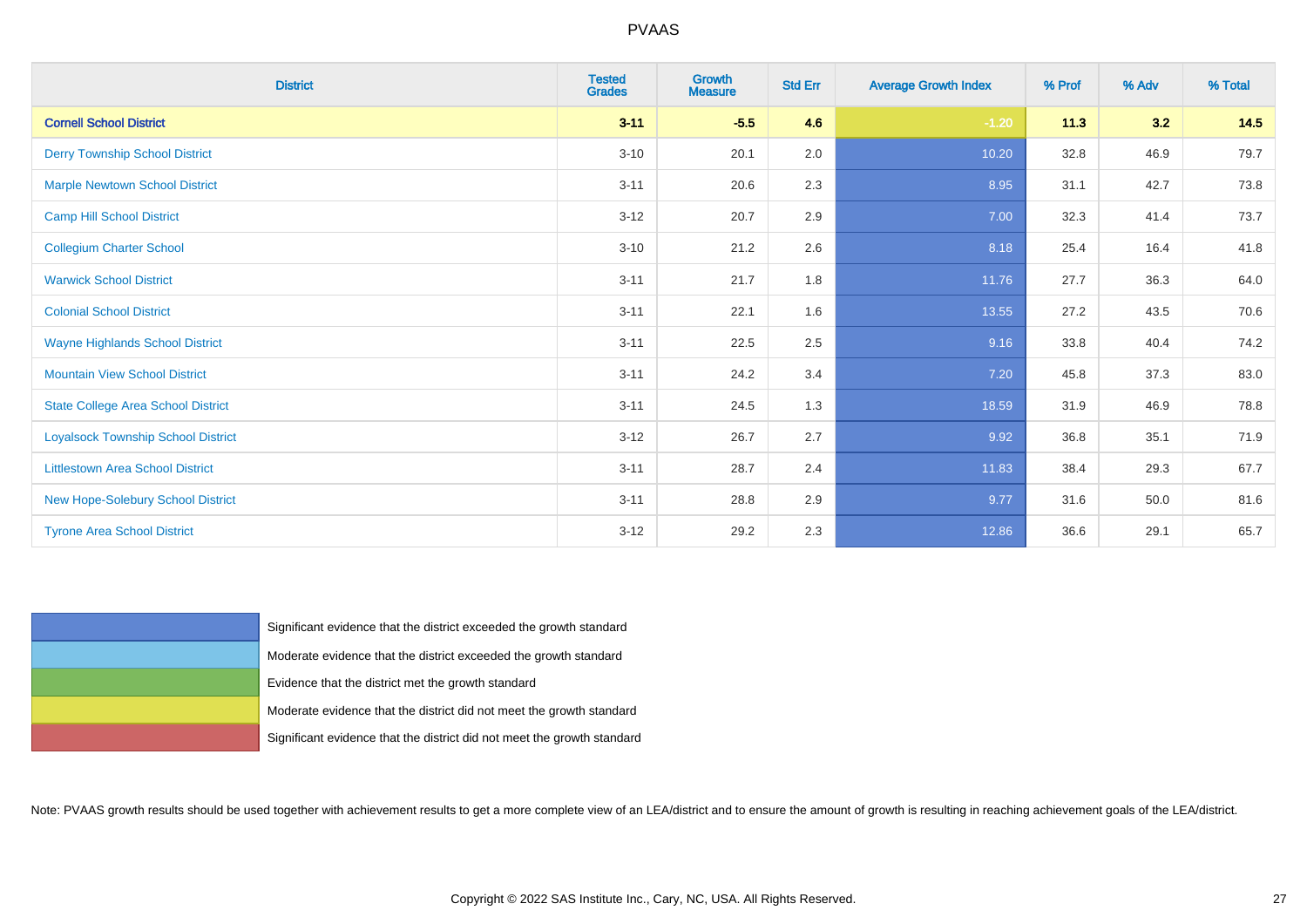# PVAAS

| District | Tested Grades | Growth Measure | Std Err | Average Growth Index | % Prof | % Adv | % Total |
|---|---|---|---|---|---|---|---|
| **Cornell School District** | **3-11** | **-5.5** | **4.6** | **-1.20** | **11.3** | **3.2** | **14.5** |
| Derry Township School District | 3-10 | 20.1 | 2.0 | 10.20 | 32.8 | 46.9 | 79.7 |
| Marple Newtown School District | 3-11 | 20.6 | 2.3 | 8.95 | 31.1 | 42.7 | 73.8 |
| Camp Hill School District | 3-12 | 20.7 | 2.9 | 7.00 | 32.3 | 41.4 | 73.7 |
| Collegium Charter School | 3-10 | 21.2 | 2.6 | 8.18 | 25.4 | 16.4 | 41.8 |
| Warwick School District | 3-11 | 21.7 | 1.8 | 11.76 | 27.7 | 36.3 | 64.0 |
| Colonial School District | 3-11 | 22.1 | 1.6 | 13.55 | 27.2 | 43.5 | 70.6 |
| Wayne Highlands School District | 3-11 | 22.5 | 2.5 | 9.16 | 33.8 | 40.4 | 74.2 |
| Mountain View School District | 3-11 | 24.2 | 3.4 | 7.20 | 45.8 | 37.3 | 83.0 |
| State College Area School District | 3-11 | 24.5 | 1.3 | 18.59 | 31.9 | 46.9 | 78.8 |
| Loyalsock Township School District | 3-12 | 26.7 | 2.7 | 9.92 | 36.8 | 35.1 | 71.9 |
| Littlestown Area School District | 3-11 | 28.7 | 2.4 | 11.83 | 38.4 | 29.3 | 67.7 |
| New Hope-Solebury School District | 3-11 | 28.8 | 2.9 | 9.77 | 31.6 | 50.0 | 81.6 |
| Tyrone Area School District | 3-12 | 29.2 | 2.3 | 12.86 | 36.6 | 29.1 | 65.7 |

Significant evidence that the district exceeded the growth standard

Moderate evidence that the district exceeded the growth standard

Evidence that the district met the growth standard

Moderate evidence that the district did not meet the growth standard

Significant evidence that the district did not meet the growth standard

Note: PVAAS growth results should be used together with achievement results to get a more complete view of an LEA/district and to ensure the amount of growth is resulting in reaching achievement goals of the LEA/district.

Copyright © 2022 SAS Institute Inc., Cary, NC, USA. All Rights Reserved.